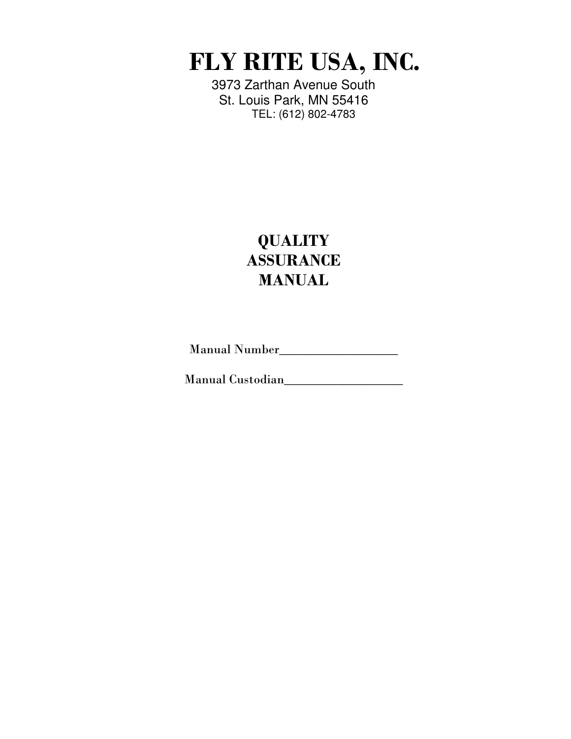# FLY RITE USA, INC.

3973 Zarthan Avenue South
St. Louis Park, MN 55416
TEL: (612) 802-4783

## QUALITY ASSURANCE MANUAL

Manual Number___________________

Manual Custodian___________________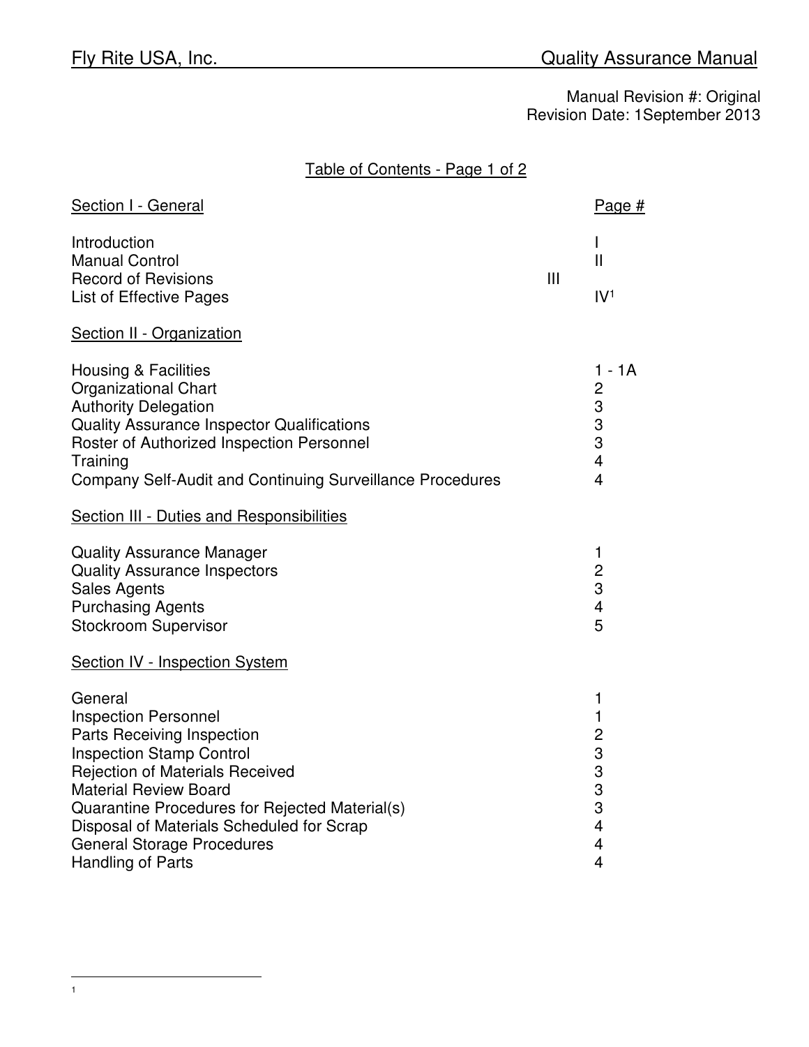Manual Revision #: Original
Revision Date: 1September 2013

## Table of Contents - Page 1 of 2

| Section I - General | Page # |
|---|---|
| Introduction | I |
| Manual Control | II |
| Record of Revisions | III |
| List of Effective Pages | IV[1] |

| Section II - Organization | |
|---|---|
| Housing & Facilities | 1 - 1A |
| Organizational Chart | 2 |
| Authority Delegation | 3 |
| Quality Assurance Inspector Qualifications | 3 |
| Roster of Authorized Inspection Personnel | 3 |
| Training | 4 |
| Company Self-Audit and Continuing Surveillance Procedures | 4 |

| Section III - Duties and Responsibilities | |
|---|---|
| Quality Assurance Manager | 1 |
| Quality Assurance Inspectors | 2 |
| Sales Agents | 3 |
| Purchasing Agents | 4 |
| Stockroom Supervisor | 5 |

| Section IV - Inspection System | |
|---|---|
| General | 1 |
| Inspection Personnel | 1 |
| Parts Receiving Inspection | 2 |
| Inspection Stamp Control | 3 |
| Rejection of Materials Received | 3 |
| Material Review Board | 3 |
| Quarantine Procedures for Rejected Material(s) | 3 |
| Disposal of Materials Scheduled for Scrap | 4 |
| General Storage Procedures | 4 |
| Handling of Parts | 4 |

---

[1]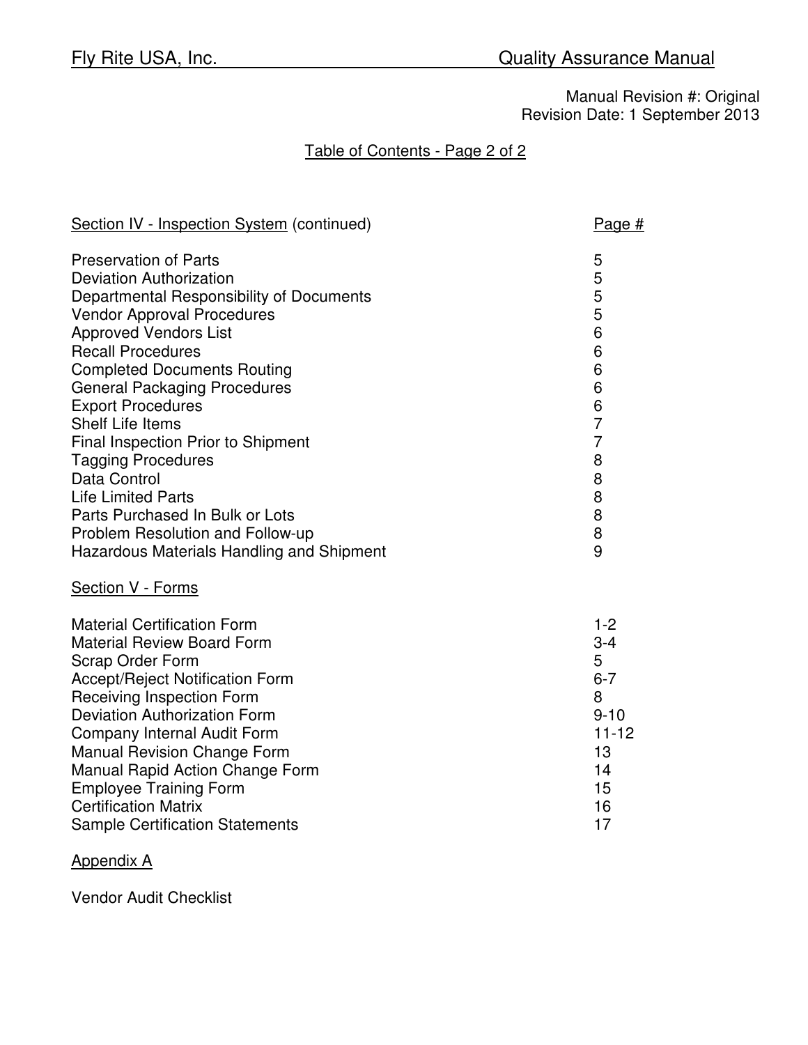Manual Revision #: Original
Revision Date: 1 September 2013

## Table of Contents - Page 2 of 2

| Section IV - Inspection System (continued) | Page # |
| --- | --- |
| Preservation of Parts | 5 |
| Deviation Authorization | 5 |
| Departmental Responsibility of Documents | 5 |
| Vendor Approval Procedures | 5 |
| Approved Vendors List | 6 |
| Recall Procedures | 6 |
| Completed Documents Routing | 6 |
| General Packaging Procedures | 6 |
| Export Procedures | 6 |
| Shelf Life Items | 7 |
| Final Inspection Prior to Shipment | 7 |
| Tagging Procedures | 8 |
| Data Control | 8 |
| Life Limited Parts | 8 |
| Parts Purchased In Bulk or Lots | 8 |
| Problem Resolution and Follow-up | 8 |
| Hazardous Materials Handling and Shipment | 9 |

| Section V - Forms | |
| --- | --- |
| Material Certification Form | 1-2 |
| Material Review Board Form | 3-4 |
| Scrap Order Form | 5 |
| Accept/Reject Notification Form | 6-7 |
| Receiving Inspection Form | 8 |
| Deviation Authorization Form | 9-10 |
| Company Internal Audit Form | 11-12 |
| Manual Revision Change Form | 13 |
| Manual Rapid Action Change Form | 14 |
| Employee Training Form | 15 |
| Certification Matrix | 16 |
| Sample Certification Statements | 17 |

Appendix A

Vendor Audit Checklist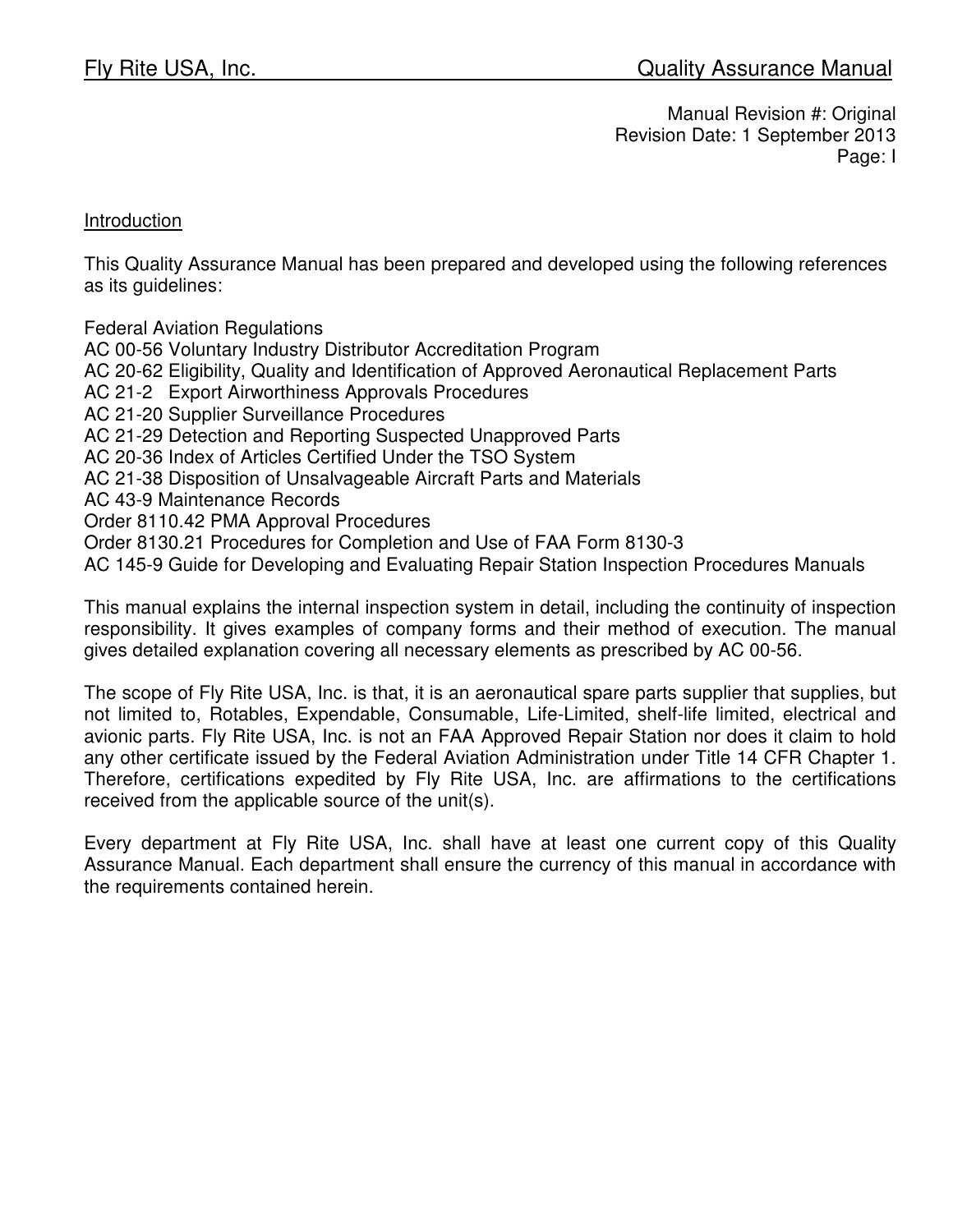## Introduction

This Quality Assurance Manual has been prepared and developed using the following references as its guidelines:

Federal Aviation Regulations
AC 00-56 Voluntary Industry Distributor Accreditation Program
AC 20-62 Eligibility, Quality and Identification of Approved Aeronautical Replacement Parts
AC 21-2 Export Airworthiness Approvals Procedures
AC 21-20 Supplier Surveillance Procedures
AC 21-29 Detection and Reporting Suspected Unapproved Parts
AC 20-36 Index of Articles Certified Under the TSO System
AC 21-38 Disposition of Unsalvageable Aircraft Parts and Materials
AC 43-9 Maintenance Records
Order 8110.42 PMA Approval Procedures
Order 8130.21 Procedures for Completion and Use of FAA Form 8130-3
AC 145-9 Guide for Developing and Evaluating Repair Station Inspection Procedures Manuals

This manual explains the internal inspection system in detail, including the continuity of inspection responsibility. It gives examples of company forms and their method of execution. The manual gives detailed explanation covering all necessary elements as prescribed by AC 00-56.

The scope of Fly Rite USA, Inc. is that, it is an aeronautical spare parts supplier that supplies, but not limited to, Rotables, Expendable, Consumable, Life-Limited, shelf-life limited, electrical and avionic parts. Fly Rite USA, Inc. is not an FAA Approved Repair Station nor does it claim to hold any other certificate issued by the Federal Aviation Administration under Title 14 CFR Chapter 1. Therefore, certifications expedited by Fly Rite USA, Inc. are affirmations to the certifications received from the applicable source of the unit(s).

Every department at Fly Rite USA, Inc. shall have at least one current copy of this Quality Assurance Manual. Each department shall ensure the currency of this manual in accordance with the requirements contained herein.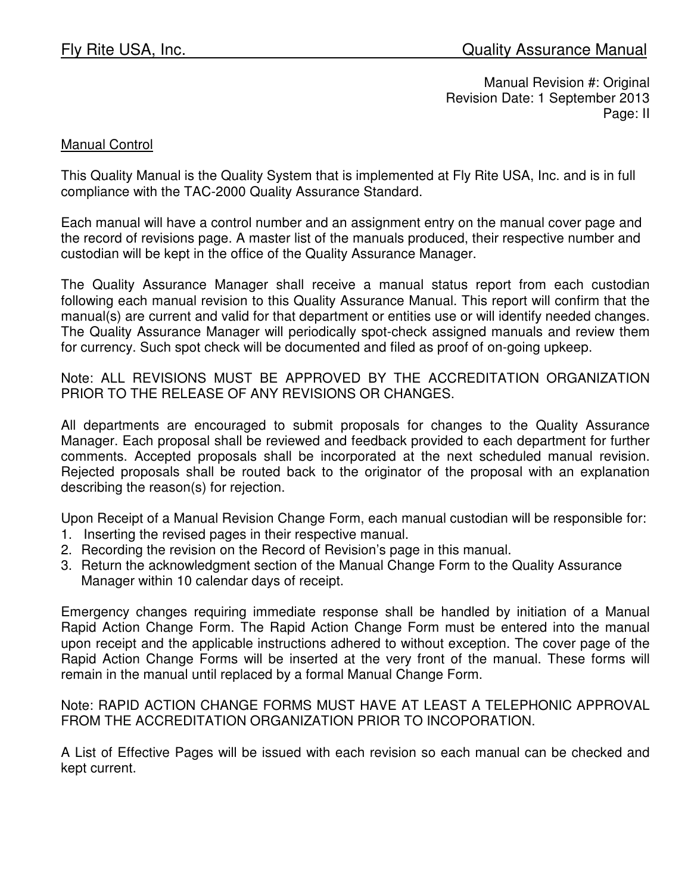Manual Revision #: Original
Revision Date: 1 September 2013

## Manual Control

This Quality Manual is the Quality System that is implemented at Fly Rite USA, Inc. and is in full compliance with the TAC-2000 Quality Assurance Standard.

Each manual will have a control number and an assignment entry on the manual cover page and the record of revisions page. A master list of the manuals produced, their respective number and custodian will be kept in the office of the Quality Assurance Manager.

The Quality Assurance Manager shall receive a manual status report from each custodian following each manual revision to this Quality Assurance Manual. This report will confirm that the manual(s) are current and valid for that department or entities use or will identify needed changes. The Quality Assurance Manager will periodically spot-check assigned manuals and review them for currency. Such spot check will be documented and filed as proof of on-going upkeep.

Note: ALL REVISIONS MUST BE APPROVED BY THE ACCREDITATION ORGANIZATION PRIOR TO THE RELEASE OF ANY REVISIONS OR CHANGES.

All departments are encouraged to submit proposals for changes to the Quality Assurance Manager. Each proposal shall be reviewed and feedback provided to each department for further comments. Accepted proposals shall be incorporated at the next scheduled manual revision. Rejected proposals shall be routed back to the originator of the proposal with an explanation describing the reason(s) for rejection.

Upon Receipt of a Manual Revision Change Form, each manual custodian will be responsible for:

1. Inserting the revised pages in their respective manual.
2. Recording the revision on the Record of Revision's page in this manual.
3. Return the acknowledgment section of the Manual Change Form to the Quality Assurance Manager within 10 calendar days of receipt.

Emergency changes requiring immediate response shall be handled by initiation of a Manual Rapid Action Change Form. The Rapid Action Change Form must be entered into the manual upon receipt and the applicable instructions adhered to without exception. The cover page of the Rapid Action Change Forms will be inserted at the very front of the manual. These forms will remain in the manual until replaced by a formal Manual Change Form.

Note: RAPID ACTION CHANGE FORMS MUST HAVE AT LEAST A TELEPHONIC APPROVAL FROM THE ACCREDITATION ORGANIZATION PRIOR TO INCOPORATION.

A List of Effective Pages will be issued with each revision so each manual can be checked and kept current.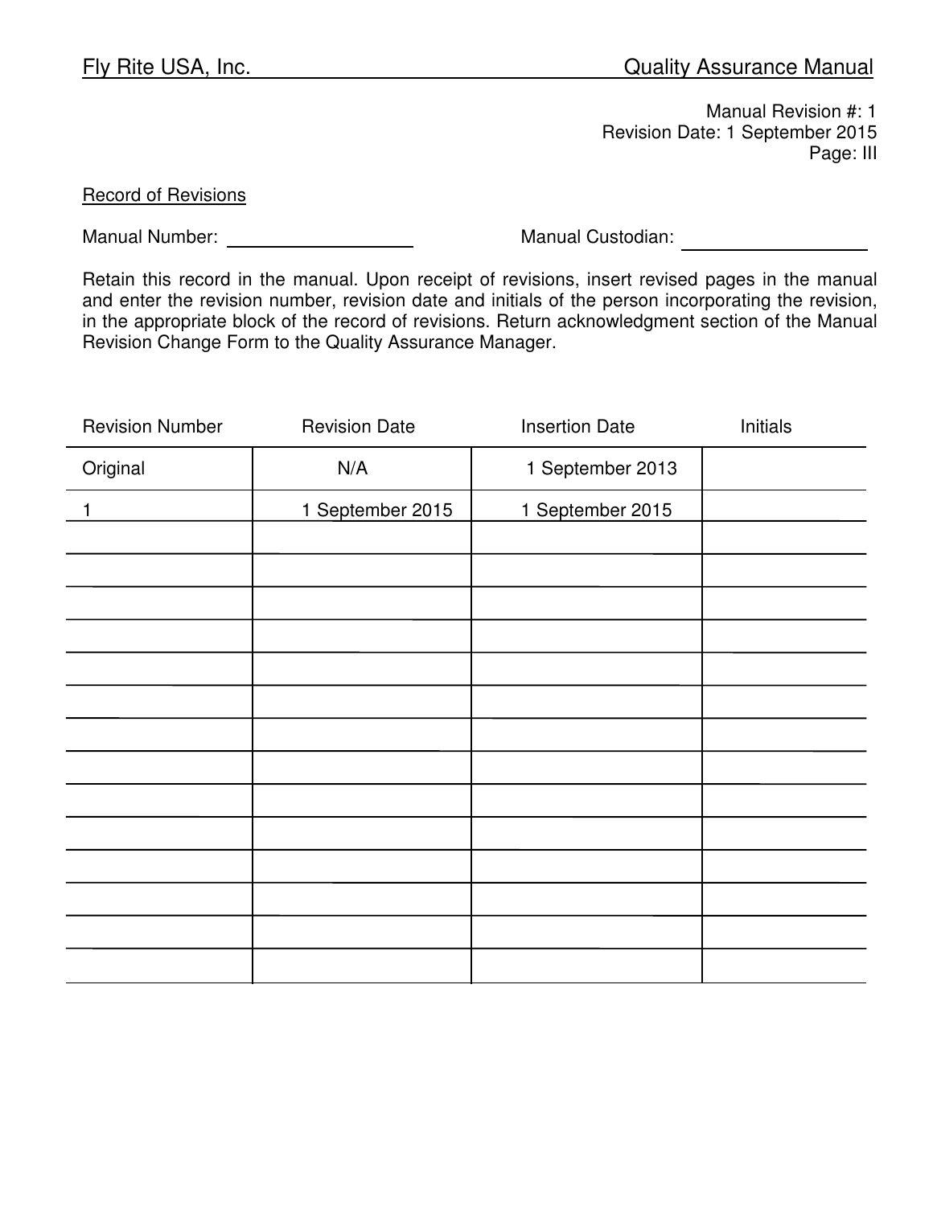Manual Revision #: 1
Revision Date: 1 September 2015
Page: III

Record of Revisions

Manual Number: ____________ Manual Custodian: ____________

Retain this record in the manual. Upon receipt of revisions, insert revised pages in the manual and enter the revision number, revision date and initials of the person incorporating the revision, in the appropriate block of the record of revisions. Return acknowledgment section of the Manual Revision Change Form to the Quality Assurance Manager.

| Revision Number | Revision Date | Insertion Date | Initials |
|---|---|---|---|
| Original | N/A | 1 September 2013 | |
| 1 | 1 September 2015 | 1 September 2015 | |
| | | | |
| | | | |
| | | | |
| | | | |
| | | | |
| | | | |
| | | | |
| | | | |
| | | | |
| | | | |
| | | | |
| | | | |
| | | | |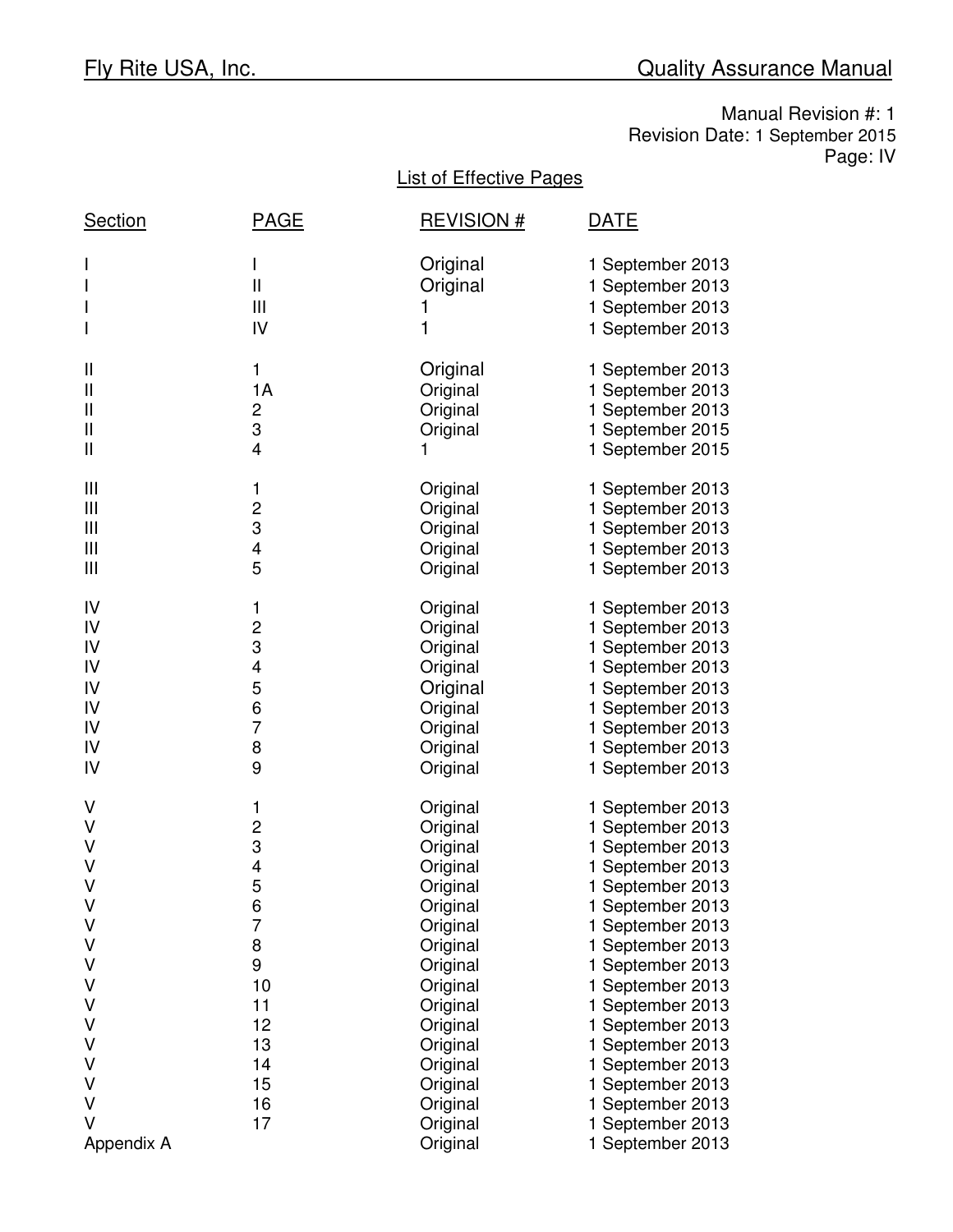Manual Revision #: 1
Revision Date: 1 September 2015
Page: IV

## List of Effective Pages

| Section | PAGE | REVISION # | DATE |
|---|---|---|---|
| I | I | Original | 1 September 2013 |
| I | II | Original | 1 September 2013 |
| I | III | 1 | 1 September 2013 |
| I | IV | 1 | 1 September 2013 |
| II | 1 | Original | 1 September 2013 |
| II | 1A | Original | 1 September 2013 |
| II | 2 | Original | 1 September 2013 |
| II | 3 | Original | 1 September 2015 |
| II | 4 | 1 | 1 September 2015 |
| III | 1 | Original | 1 September 2013 |
| III | 2 | Original | 1 September 2013 |
| III | 3 | Original | 1 September 2013 |
| III | 4 | Original | 1 September 2013 |
| III | 5 | Original | 1 September 2013 |
| IV | 1 | Original | 1 September 2013 |
| IV | 2 | Original | 1 September 2013 |
| IV | 3 | Original | 1 September 2013 |
| IV | 4 | Original | 1 September 2013 |
| IV | 5 | Original | 1 September 2013 |
| IV | 6 | Original | 1 September 2013 |
| IV | 7 | Original | 1 September 2013 |
| IV | 8 | Original | 1 September 2013 |
| IV | 9 | Original | 1 September 2013 |
| V | 1 | Original | 1 September 2013 |
| V | 2 | Original | 1 September 2013 |
| V | 3 | Original | 1 September 2013 |
| V | 4 | Original | 1 September 2013 |
| V | 5 | Original | 1 September 2013 |
| V | 6 | Original | 1 September 2013 |
| V | 7 | Original | 1 September 2013 |
| V | 8 | Original | 1 September 2013 |
| V | 9 | Original | 1 September 2013 |
| V | 10 | Original | 1 September 2013 |
| V | 11 | Original | 1 September 2013 |
| V | 12 | Original | 1 September 2013 |
| V | 13 | Original | 1 September 2013 |
| V | 14 | Original | 1 September 2013 |
| V | 15 | Original | 1 September 2013 |
| V | 16 | Original | 1 September 2013 |
| V | 17 | Original | 1 September 2013 |
| Appendix A | | Original | 1 September 2013 |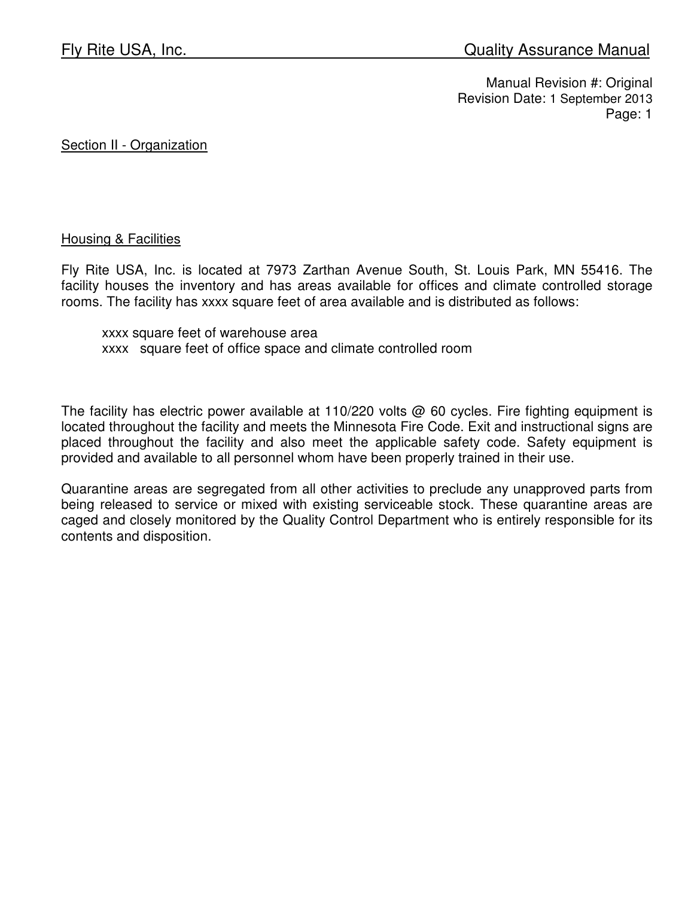Manual Revision #: Original
Revision Date: 1 September 2013

## Section II - Organization

### Housing & Facilities

Fly Rite USA, Inc. is located at 7973 Zarthan Avenue South, St. Louis Park, MN 55416. The facility houses the inventory and has areas available for offices and climate controlled storage rooms. The facility has xxxx square feet of area available and is distributed as follows:

xxxx square feet of warehouse area
xxxx square feet of office space and climate controlled room

The facility has electric power available at 110/220 volts @ 60 cycles. Fire fighting equipment is located throughout the facility and meets the Minnesota Fire Code. Exit and instructional signs are placed throughout the facility and also meet the applicable safety code. Safety equipment is provided and available to all personnel whom have been properly trained in their use.

Quarantine areas are segregated from all other activities to preclude any unapproved parts from being released to service or mixed with existing serviceable stock. These quarantine areas are caged and closely monitored by the Quality Control Department who is entirely responsible for its contents and disposition.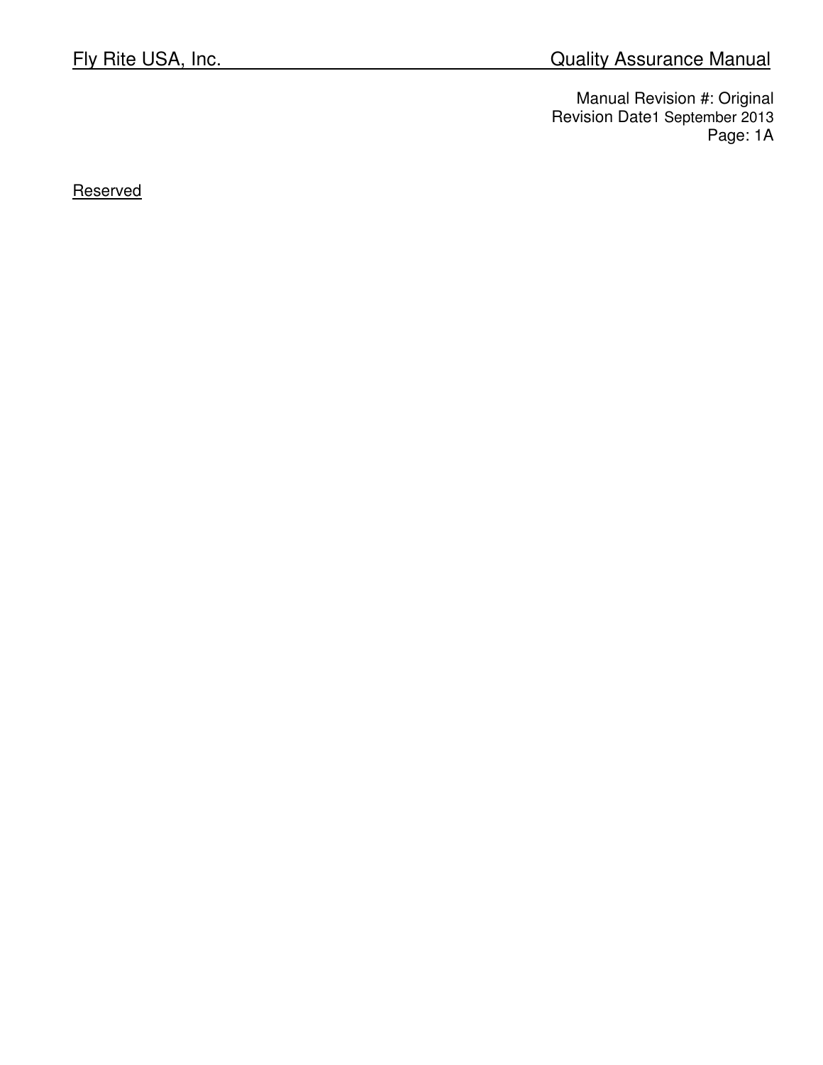Reserved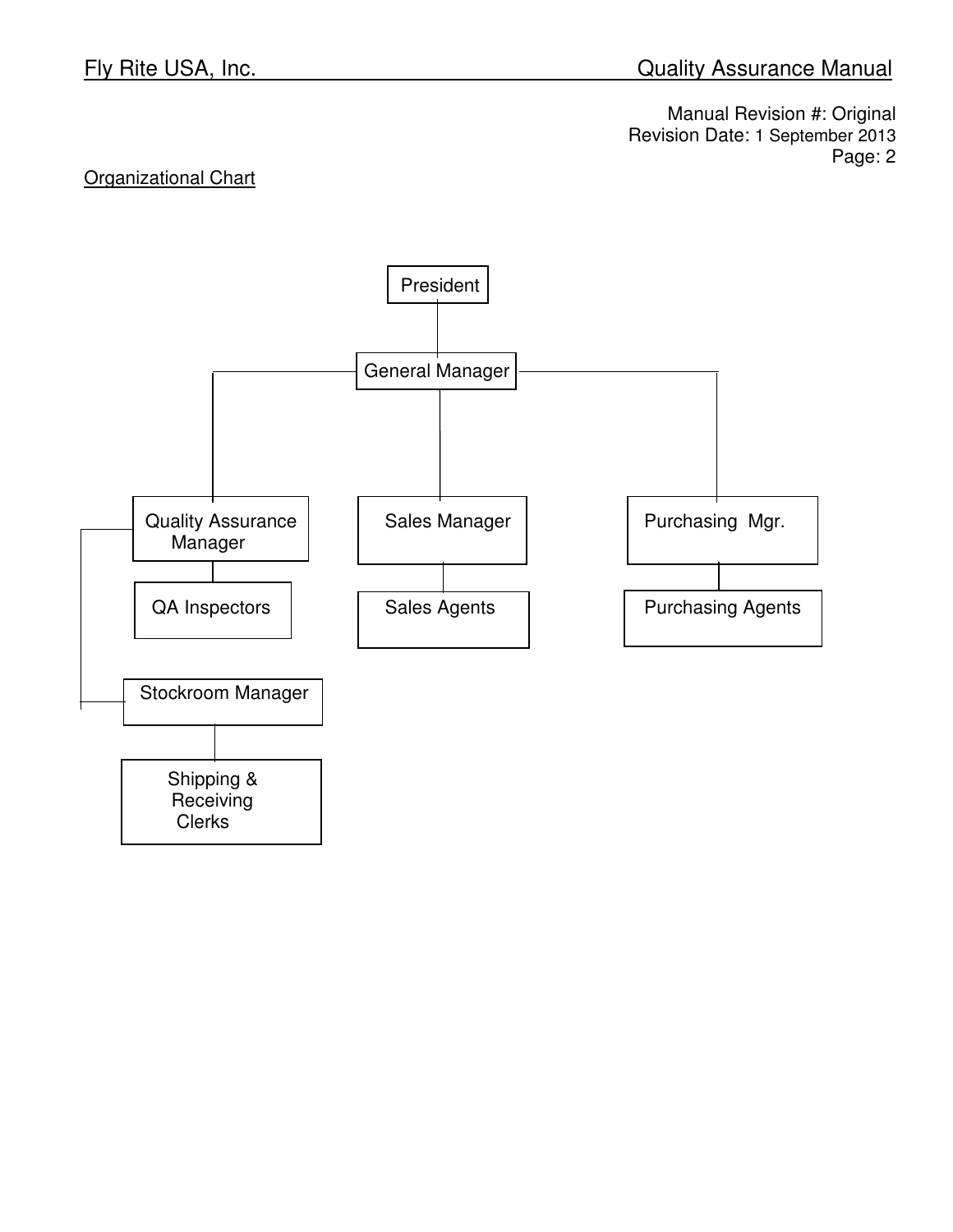Manual Revision #: Original
Revision Date: 1 September 2013

Organizational Chart

- President
  - General Manager
    - Quality Assurance Manager
      - QA Inspectors
      - Stockroom Manager
        - Shipping & Receiving Clerks
    - Sales Manager
      - Sales Agents
    - Purchasing Mgr.
      - Purchasing Agents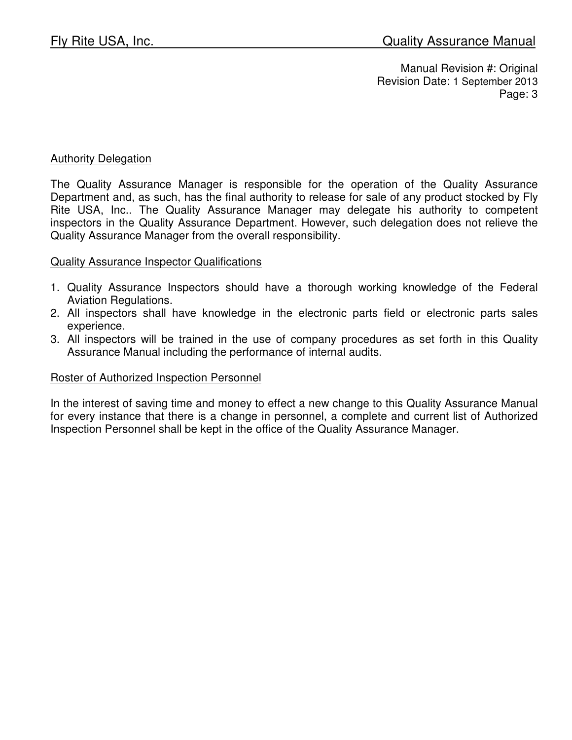## Authority Delegation

The Quality Assurance Manager is responsible for the operation of the Quality Assurance Department and, as such, has the final authority to release for sale of any product stocked by Fly Rite USA, Inc.. The Quality Assurance Manager may delegate his authority to competent inspectors in the Quality Assurance Department. However, such delegation does not relieve the Quality Assurance Manager from the overall responsibility.

## Quality Assurance Inspector Qualifications

1. Quality Assurance Inspectors should have a thorough working knowledge of the Federal Aviation Regulations.
2. All inspectors shall have knowledge in the electronic parts field or electronic parts sales experience.
3. All inspectors will be trained in the use of company procedures as set forth in this Quality Assurance Manual including the performance of internal audits.

## Roster of Authorized Inspection Personnel

In the interest of saving time and money to effect a new change to this Quality Assurance Manual for every instance that there is a change in personnel, a complete and current list of Authorized Inspection Personnel shall be kept in the office of the Quality Assurance Manager.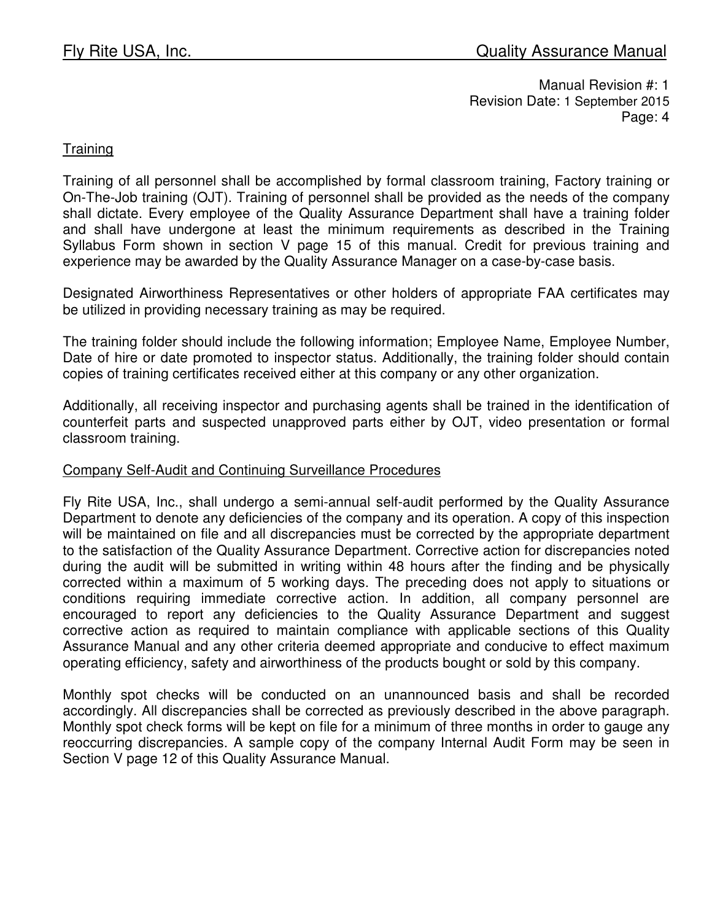Manual Revision #: 1
Revision Date: 1 September 2015
Page: 4

## Training

Training of all personnel shall be accomplished by formal classroom training, Factory training or On-The-Job training (OJT). Training of personnel shall be provided as the needs of the company shall dictate. Every employee of the Quality Assurance Department shall have a training folder and shall have undergone at least the minimum requirements as described in the Training Syllabus Form shown in section V page 15 of this manual. Credit for previous training and experience may be awarded by the Quality Assurance Manager on a case-by-case basis.

Designated Airworthiness Representatives or other holders of appropriate FAA certificates may be utilized in providing necessary training as may be required.

The training folder should include the following information; Employee Name, Employee Number, Date of hire or date promoted to inspector status. Additionally, the training folder should contain copies of training certificates received either at this company or any other organization.

Additionally, all receiving inspector and purchasing agents shall be trained in the identification of counterfeit parts and suspected unapproved parts either by OJT, video presentation or formal classroom training.

## Company Self-Audit and Continuing Surveillance Procedures

Fly Rite USA, Inc., shall undergo a semi-annual self-audit performed by the Quality Assurance Department to denote any deficiencies of the company and its operation. A copy of this inspection will be maintained on file and all discrepancies must be corrected by the appropriate department to the satisfaction of the Quality Assurance Department. Corrective action for discrepancies noted during the audit will be submitted in writing within 48 hours after the finding and be physically corrected within a maximum of 5 working days. The preceding does not apply to situations or conditions requiring immediate corrective action. In addition, all company personnel are encouraged to report any deficiencies to the Quality Assurance Department and suggest corrective action as required to maintain compliance with applicable sections of this Quality Assurance Manual and any other criteria deemed appropriate and conducive to effect maximum operating efficiency, safety and airworthiness of the products bought or sold by this company.

Monthly spot checks will be conducted on an unannounced basis and shall be recorded accordingly. All discrepancies shall be corrected as previously described in the above paragraph. Monthly spot check forms will be kept on file for a minimum of three months in order to gauge any reoccurring discrepancies. A sample copy of the company Internal Audit Form may be seen in Section V page 12 of this Quality Assurance Manual.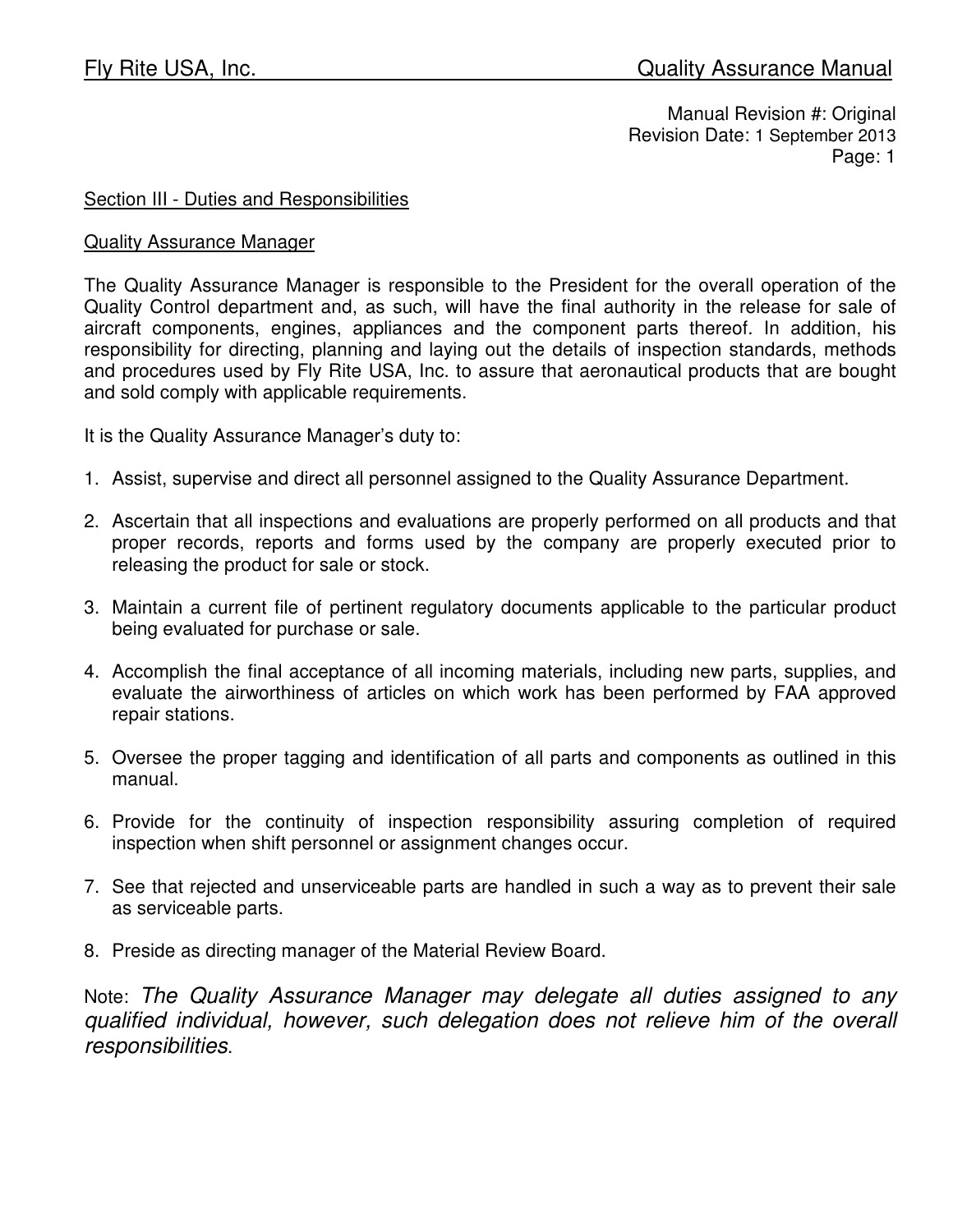Manual Revision #: Original
Revision Date: 1 September 2013

## Section III - Duties and Responsibilities

### Quality Assurance Manager

The Quality Assurance Manager is responsible to the President for the overall operation of the Quality Control department and, as such, will have the final authority in the release for sale of aircraft components, engines, appliances and the component parts thereof. In addition, his responsibility for directing, planning and laying out the details of inspection standards, methods and procedures used by Fly Rite USA, Inc. to assure that aeronautical products that are bought and sold comply with applicable requirements.

It is the Quality Assurance Manager's duty to:

1. Assist, supervise and direct all personnel assigned to the Quality Assurance Department.

2. Ascertain that all inspections and evaluations are properly performed on all products and that proper records, reports and forms used by the company are properly executed prior to releasing the product for sale or stock.

3. Maintain a current file of pertinent regulatory documents applicable to the particular product being evaluated for purchase or sale.

4. Accomplish the final acceptance of all incoming materials, including new parts, supplies, and evaluate the airworthiness of articles on which work has been performed by FAA approved repair stations.

5. Oversee the proper tagging and identification of all parts and components as outlined in this manual.

6. Provide for the continuity of inspection responsibility assuring completion of required inspection when shift personnel or assignment changes occur.

7. See that rejected and unserviceable parts are handled in such a way as to prevent their sale as serviceable parts.

8. Preside as directing manager of the Material Review Board.

Note: *The Quality Assurance Manager may delegate all duties assigned to any qualified individual, however, such delegation does not relieve him of the overall responsibilities*.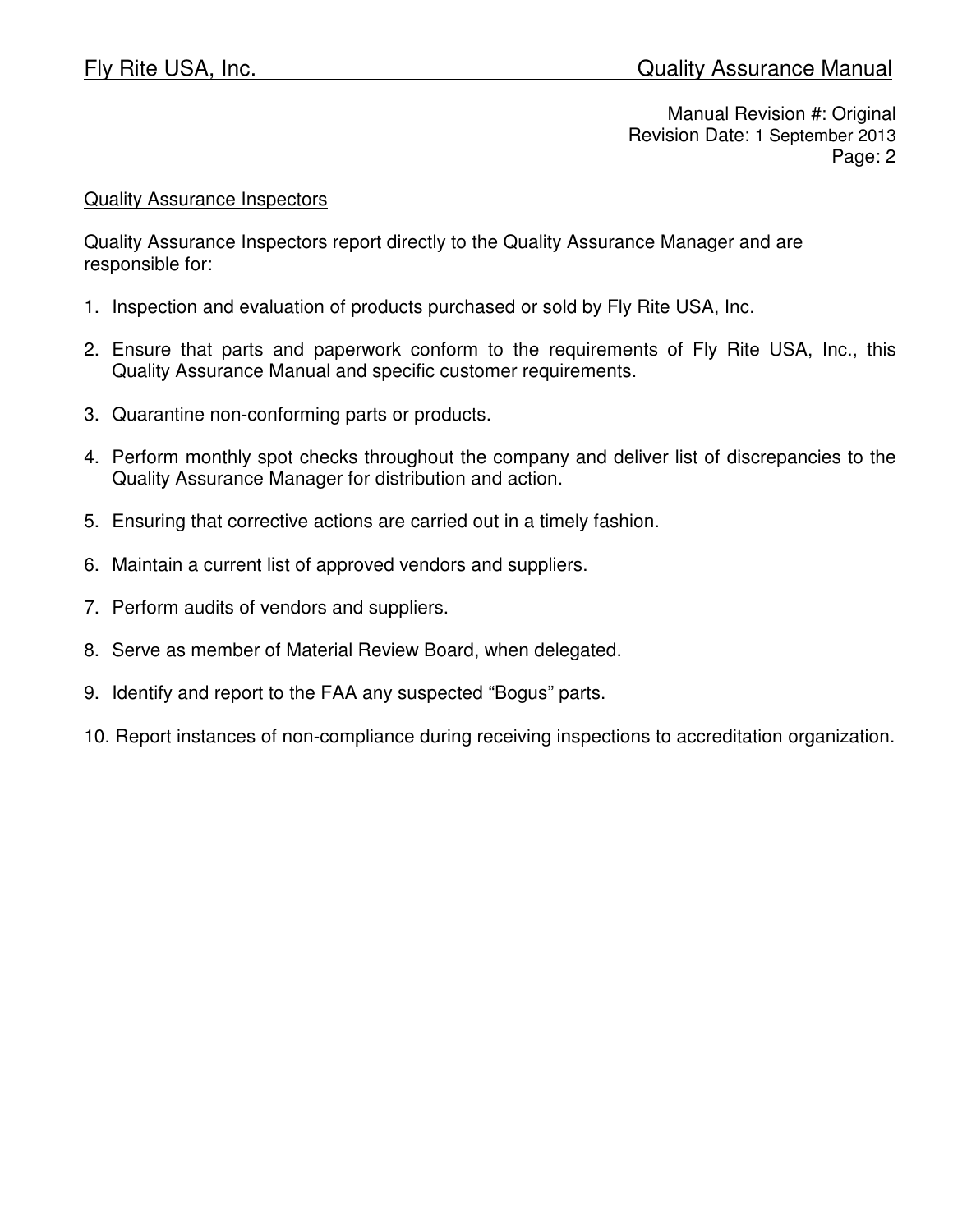## Quality Assurance Inspectors

Quality Assurance Inspectors report directly to the Quality Assurance Manager and are responsible for:

1. Inspection and evaluation of products purchased or sold by Fly Rite USA, Inc.
2. Ensure that parts and paperwork conform to the requirements of Fly Rite USA, Inc., this Quality Assurance Manual and specific customer requirements.
3. Quarantine non-conforming parts or products.
4. Perform monthly spot checks throughout the company and deliver list of discrepancies to the Quality Assurance Manager for distribution and action.
5. Ensuring that corrective actions are carried out in a timely fashion.
6. Maintain a current list of approved vendors and suppliers.
7. Perform audits of vendors and suppliers.
8. Serve as member of Material Review Board, when delegated.
9. Identify and report to the FAA any suspected “Bogus” parts.
10. Report instances of non-compliance during receiving inspections to accreditation organization.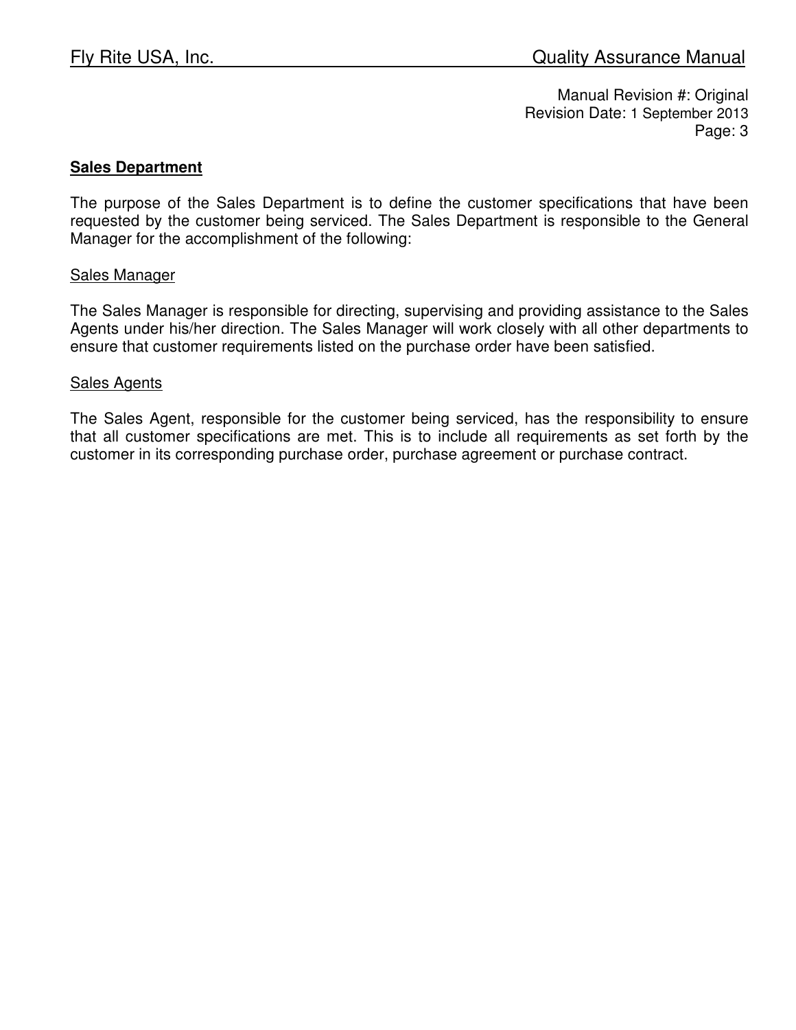## Sales Department

The purpose of the Sales Department is to define the customer specifications that have been requested by the customer being serviced. The Sales Department is responsible to the General Manager for the accomplishment of the following:

### Sales Manager

The Sales Manager is responsible for directing, supervising and providing assistance to the Sales Agents under his/her direction. The Sales Manager will work closely with all other departments to ensure that customer requirements listed on the purchase order have been satisfied.

### Sales Agents

The Sales Agent, responsible for the customer being serviced, has the responsibility to ensure that all customer specifications are met. This is to include all requirements as set forth by the customer in its corresponding purchase order, purchase agreement or purchase contract.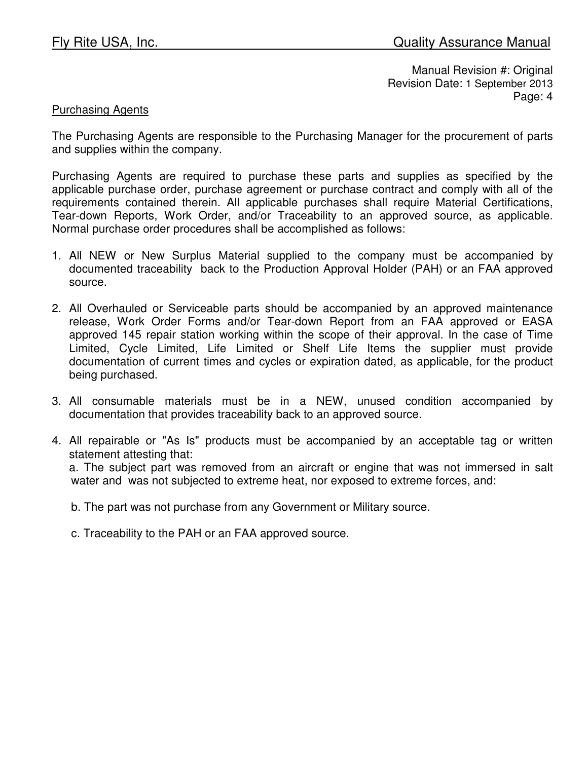## Purchasing Agents

The Purchasing Agents are responsible to the Purchasing Manager for the procurement of parts and supplies within the company.

Purchasing Agents are required to purchase these parts and supplies as specified by the applicable purchase order, purchase agreement or purchase contract and comply with all of the requirements contained therein. All applicable purchases shall require Material Certifications, Tear-down Reports, Work Order, and/or Traceability to an approved source, as applicable. Normal purchase order procedures shall be accomplished as follows:

1. All NEW or New Surplus Material supplied to the company must be accompanied by documented traceability back to the Production Approval Holder (PAH) or an FAA approved source.

2. All Overhauled or Serviceable parts should be accompanied by an approved maintenance release, Work Order Forms and/or Tear-down Report from an FAA approved or EASA approved 145 repair station working within the scope of their approval. In the case of Time Limited, Cycle Limited, Life Limited or Shelf Life Items the supplier must provide documentation of current times and cycles or expiration dated, as applicable, for the product being purchased.

3. All consumable materials must be in a NEW, unused condition accompanied by documentation that provides traceability back to an approved source.

4. All repairable or "As Is" products must be accompanied by an acceptable tag or written statement attesting that:

   a. The subject part was removed from an aircraft or engine that was not immersed in salt water and was not subjected to extreme heat, nor exposed to extreme forces, and:

   b. The part was not purchase from any Government or Military source.

   c. Traceability to the PAH or an FAA approved source.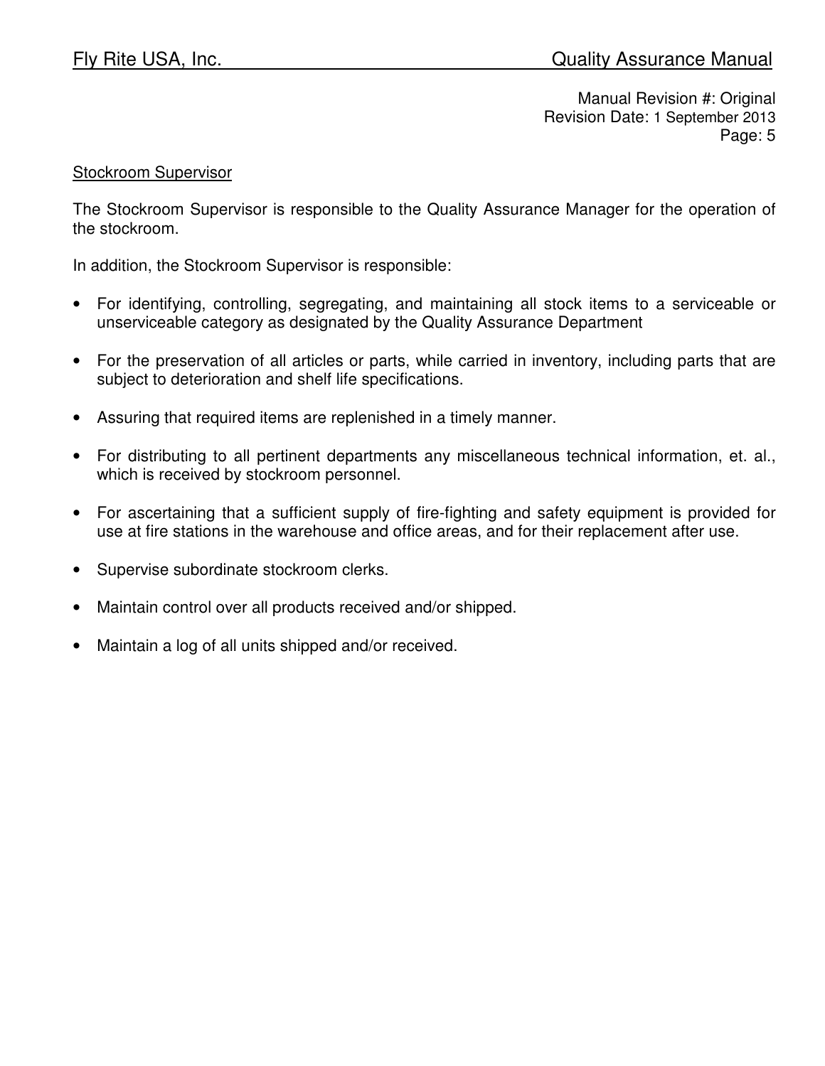Manual Revision #: Original
Revision Date: 1 September 2013

## Stockroom Supervisor

The Stockroom Supervisor is responsible to the Quality Assurance Manager for the operation of the stockroom.

In addition, the Stockroom Supervisor is responsible:

- For identifying, controlling, segregating, and maintaining all stock items to a serviceable or unserviceable category as designated by the Quality Assurance Department
- For the preservation of all articles or parts, while carried in inventory, including parts that are subject to deterioration and shelf life specifications.
- Assuring that required items are replenished in a timely manner.
- For distributing to all pertinent departments any miscellaneous technical information, et. al., which is received by stockroom personnel.
- For ascertaining that a sufficient supply of fire-fighting and safety equipment is provided for use at fire stations in the warehouse and office areas, and for their replacement after use.
- Supervise subordinate stockroom clerks.
- Maintain control over all products received and/or shipped.
- Maintain a log of all units shipped and/or received.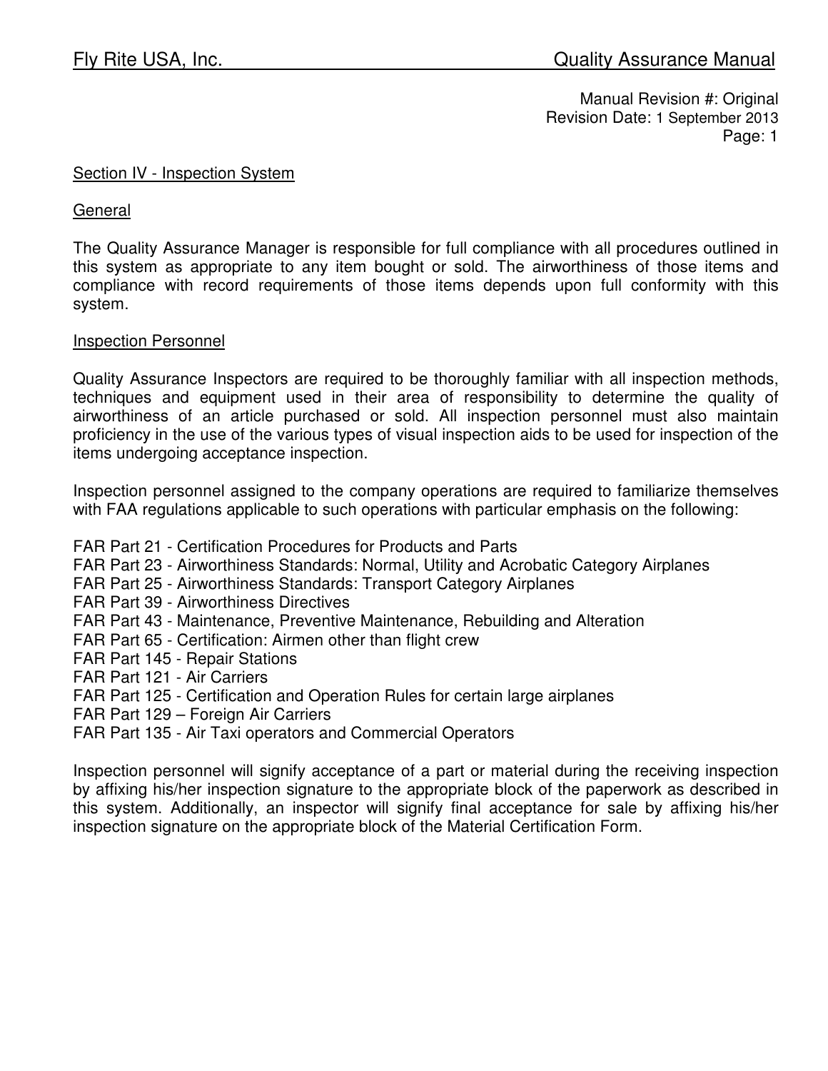## Section IV - Inspection System

### General

The Quality Assurance Manager is responsible for full compliance with all procedures outlined in this system as appropriate to any item bought or sold. The airworthiness of those items and compliance with record requirements of those items depends upon full conformity with this system.

### Inspection Personnel

Quality Assurance Inspectors are required to be thoroughly familiar with all inspection methods, techniques and equipment used in their area of responsibility to determine the quality of airworthiness of an article purchased or sold. All inspection personnel must also maintain proficiency in the use of the various types of visual inspection aids to be used for inspection of the items undergoing acceptance inspection.

Inspection personnel assigned to the company operations are required to familiarize themselves with FAA regulations applicable to such operations with particular emphasis on the following:

FAR Part 21 - Certification Procedures for Products and Parts
FAR Part 23 - Airworthiness Standards: Normal, Utility and Acrobatic Category Airplanes
FAR Part 25 - Airworthiness Standards: Transport Category Airplanes
FAR Part 39 - Airworthiness Directives
FAR Part 43 - Maintenance, Preventive Maintenance, Rebuilding and Alteration
FAR Part 65 - Certification: Airmen other than flight crew
FAR Part 145 - Repair Stations
FAR Part 121 - Air Carriers
FAR Part 125 - Certification and Operation Rules for certain large airplanes
FAR Part 129 – Foreign Air Carriers
FAR Part 135 - Air Taxi operators and Commercial Operators

Inspection personnel will signify acceptance of a part or material during the receiving inspection by affixing his/her inspection signature to the appropriate block of the paperwork as described in this system. Additionally, an inspector will signify final acceptance for sale by affixing his/her inspection signature on the appropriate block of the Material Certification Form.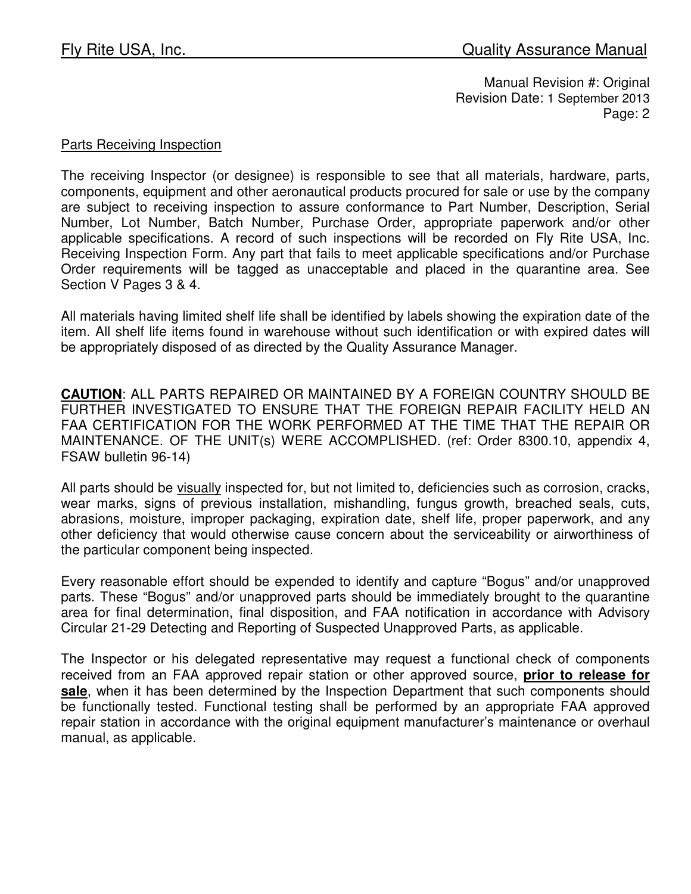Manual Revision #: Original
Revision Date: 1 September 2013

## Parts Receiving Inspection

The receiving Inspector (or designee) is responsible to see that all materials, hardware, parts, components, equipment and other aeronautical products procured for sale or use by the company are subject to receiving inspection to assure conformance to Part Number, Description, Serial Number, Lot Number, Batch Number, Purchase Order, appropriate paperwork and/or other applicable specifications. A record of such inspections will be recorded on Fly Rite USA, Inc. Receiving Inspection Form. Any part that fails to meet applicable specifications and/or Purchase Order requirements will be tagged as unacceptable and placed in the quarantine area. See Section V Pages 3 & 4.

All materials having limited shelf life shall be identified by labels showing the expiration date of the item. All shelf life items found in warehouse without such identification or with expired dates will be appropriately disposed of as directed by the Quality Assurance Manager.

**CAUTION**: ALL PARTS REPAIRED OR MAINTAINED BY A FOREIGN COUNTRY SHOULD BE FURTHER INVESTIGATED TO ENSURE THAT THE FOREIGN REPAIR FACILITY HELD AN FAA CERTIFICATION FOR THE WORK PERFORMED AT THE TIME THAT THE REPAIR OR MAINTENANCE. OF THE UNIT(s) WERE ACCOMPLISHED. (ref: Order 8300.10, appendix 4, FSAW bulletin 96-14)

All parts should be visually inspected for, but not limited to, deficiencies such as corrosion, cracks, wear marks, signs of previous installation, mishandling, fungus growth, breached seals, cuts, abrasions, moisture, improper packaging, expiration date, shelf life, proper paperwork, and any other deficiency that would otherwise cause concern about the serviceability or airworthiness of the particular component being inspected.

Every reasonable effort should be expended to identify and capture "Bogus" and/or unapproved parts. These "Bogus" and/or unapproved parts should be immediately brought to the quarantine area for final determination, final disposition, and FAA notification in accordance with Advisory Circular 21-29 Detecting and Reporting of Suspected Unapproved Parts, as applicable.

The Inspector or his delegated representative may request a functional check of components received from an FAA approved repair station or other approved source, **prior to release for sale**, when it has been determined by the Inspection Department that such components should be functionally tested. Functional testing shall be performed by an appropriate FAA approved repair station in accordance with the original equipment manufacturer's maintenance or overhaul manual, as applicable.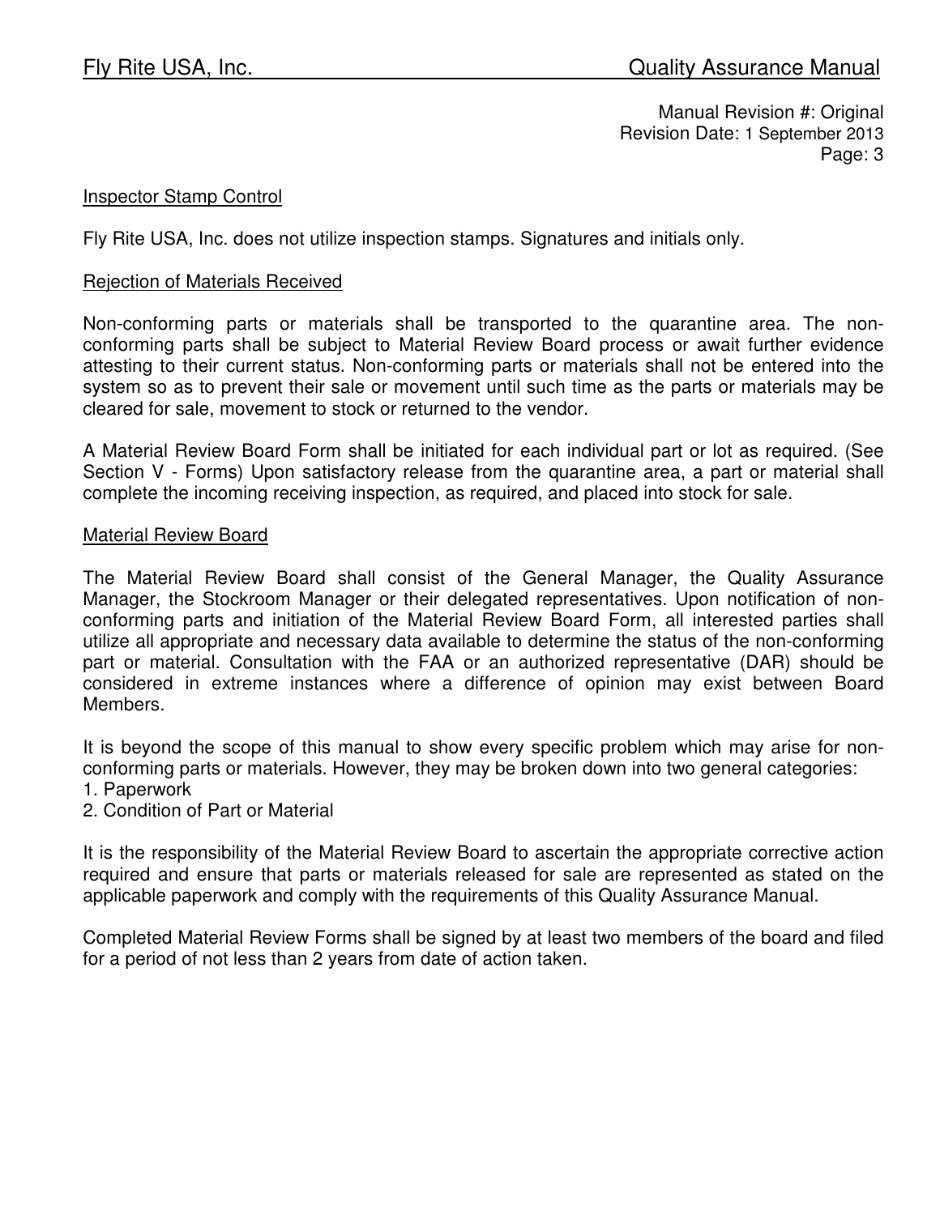Manual Revision #: Original
Revision Date: 1 September 2013

## Inspector Stamp Control

Fly Rite USA, Inc. does not utilize inspection stamps. Signatures and initials only.

## Rejection of Materials Received

Non-conforming parts or materials shall be transported to the quarantine area. The non-conforming parts shall be subject to Material Review Board process or await further evidence attesting to their current status. Non-conforming parts or materials shall not be entered into the system so as to prevent their sale or movement until such time as the parts or materials may be cleared for sale, movement to stock or returned to the vendor.

A Material Review Board Form shall be initiated for each individual part or lot as required. (See Section V - Forms) Upon satisfactory release from the quarantine area, a part or material shall complete the incoming receiving inspection, as required, and placed into stock for sale.

## Material Review Board

The Material Review Board shall consist of the General Manager, the Quality Assurance Manager, the Stockroom Manager or their delegated representatives. Upon notification of non-conforming parts and initiation of the Material Review Board Form, all interested parties shall utilize all appropriate and necessary data available to determine the status of the non-conforming part or material. Consultation with the FAA or an authorized representative (DAR) should be considered in extreme instances where a difference of opinion may exist between Board Members.

It is beyond the scope of this manual to show every specific problem which may arise for non-conforming parts or materials. However, they may be broken down into two general categories:

1. Paperwork
2. Condition of Part or Material

It is the responsibility of the Material Review Board to ascertain the appropriate corrective action required and ensure that parts or materials released for sale are represented as stated on the applicable paperwork and comply with the requirements of this Quality Assurance Manual.

Completed Material Review Forms shall be signed by at least two members of the board and filed for a period of not less than 2 years from date of action taken.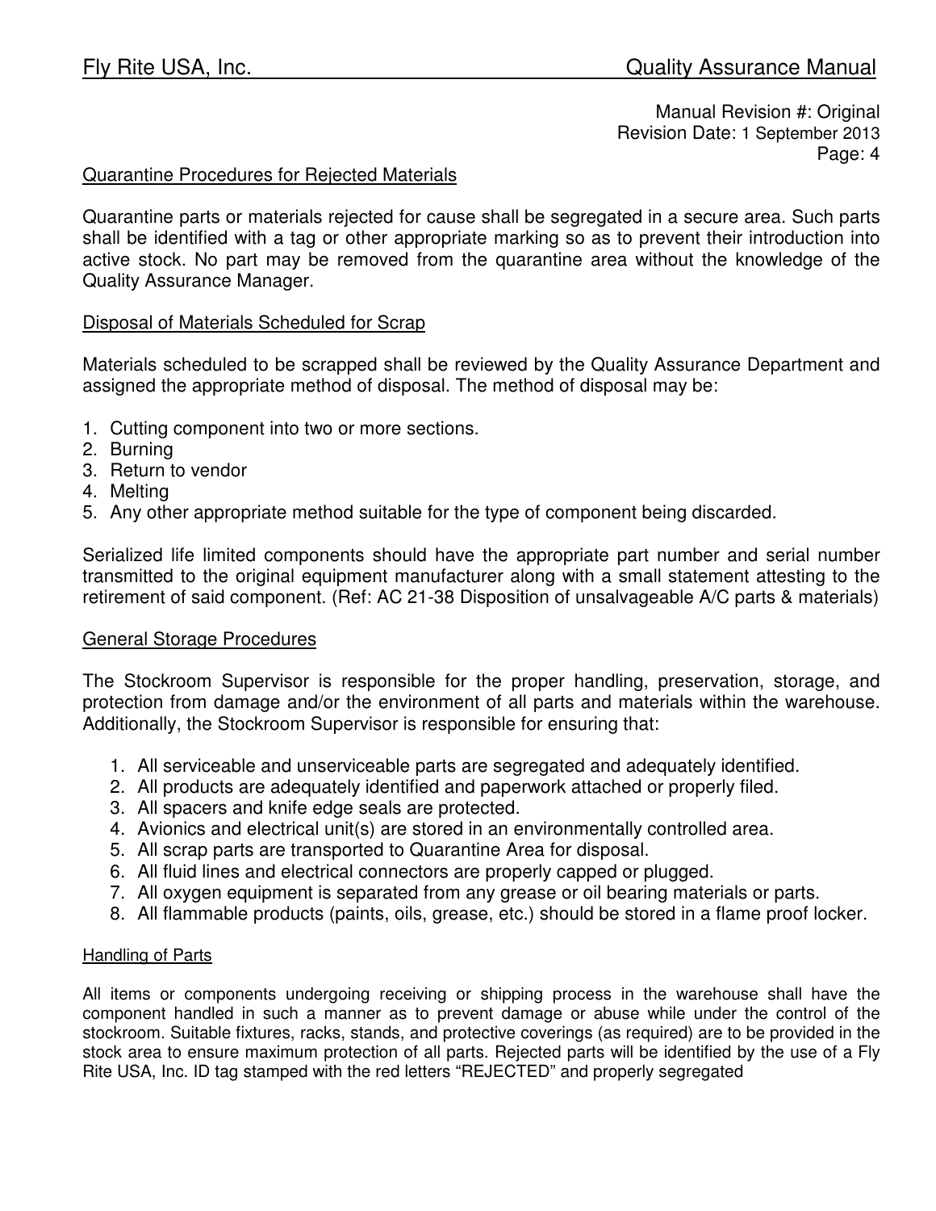Manual Revision #: Original
Revision Date: 1 September 2013

## Quarantine Procedures for Rejected Materials

Quarantine parts or materials rejected for cause shall be segregated in a secure area. Such parts shall be identified with a tag or other appropriate marking so as to prevent their introduction into active stock. No part may be removed from the quarantine area without the knowledge of the Quality Assurance Manager.

## Disposal of Materials Scheduled for Scrap

Materials scheduled to be scrapped shall be reviewed by the Quality Assurance Department and assigned the appropriate method of disposal. The method of disposal may be:

1. Cutting component into two or more sections.
2. Burning
3. Return to vendor
4. Melting
5. Any other appropriate method suitable for the type of component being discarded.

Serialized life limited components should have the appropriate part number and serial number transmitted to the original equipment manufacturer along with a small statement attesting to the retirement of said component. (Ref: AC 21-38 Disposition of unsalvageable A/C parts & materials)

## General Storage Procedures

The Stockroom Supervisor is responsible for the proper handling, preservation, storage, and protection from damage and/or the environment of all parts and materials within the warehouse. Additionally, the Stockroom Supervisor is responsible for ensuring that:

1. All serviceable and unserviceable parts are segregated and adequately identified.
2. All products are adequately identified and paperwork attached or properly filed.
3. All spacers and knife edge seals are protected.
4. Avionics and electrical unit(s) are stored in an environmentally controlled area.
5. All scrap parts are transported to Quarantine Area for disposal.
6. All fluid lines and electrical connectors are properly capped or plugged.
7. All oxygen equipment is separated from any grease or oil bearing materials or parts.
8. All flammable products (paints, oils, grease, etc.) should be stored in a flame proof locker.

### Handling of Parts

All items or components undergoing receiving or shipping process in the warehouse shall have the component handled in such a manner as to prevent damage or abuse while under the control of the stockroom. Suitable fixtures, racks, stands, and protective coverings (as required) are to be provided in the stock area to ensure maximum protection of all parts. Rejected parts will be identified by the use of a Fly Rite USA, Inc. ID tag stamped with the red letters "REJECTED" and properly segregated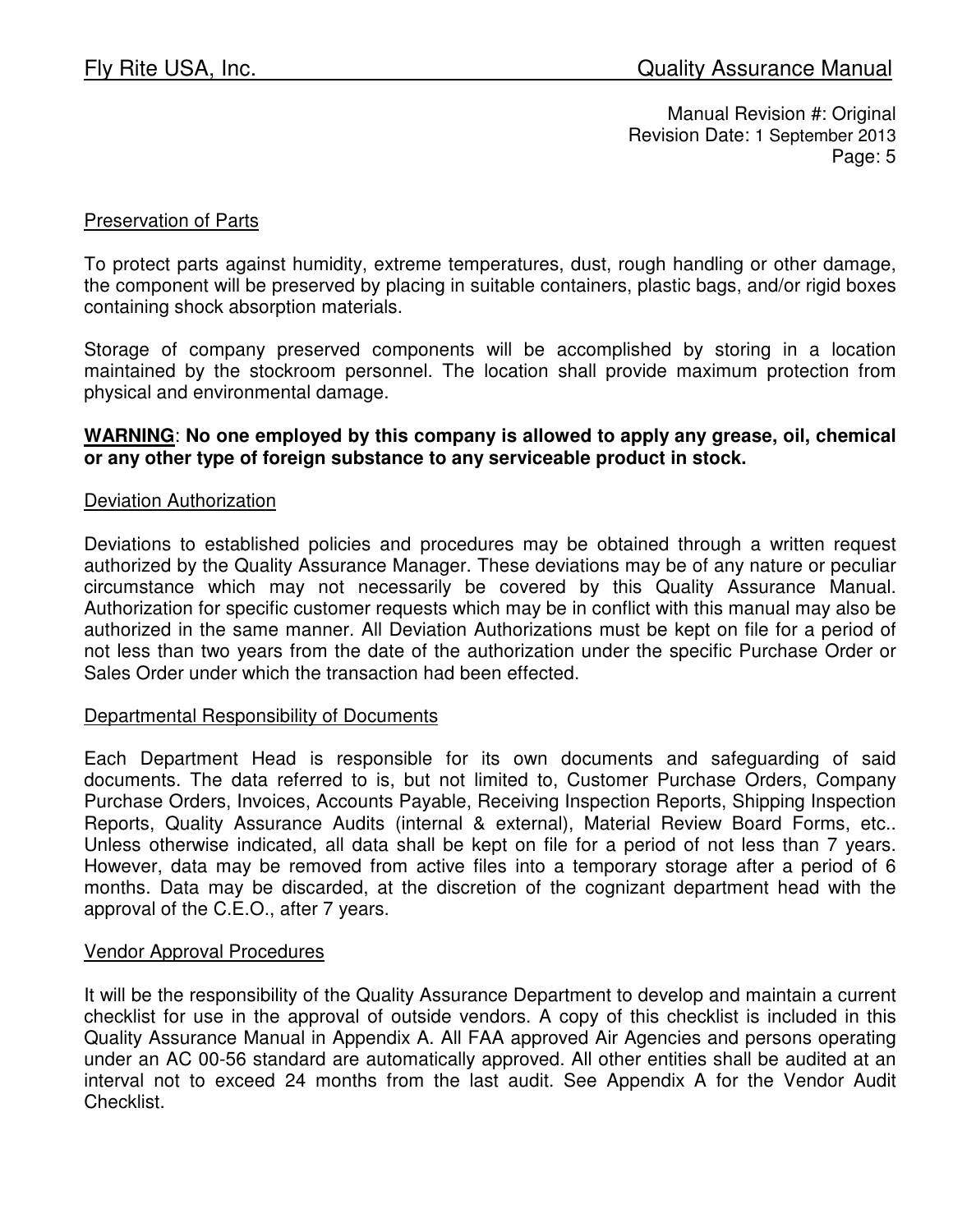## Preservation of Parts

To protect parts against humidity, extreme temperatures, dust, rough handling or other damage, the component will be preserved by placing in suitable containers, plastic bags, and/or rigid boxes containing shock absorption materials.

Storage of company preserved components will be accomplished by storing in a location maintained by the stockroom personnel. The location shall provide maximum protection from physical and environmental damage.

**WARNING**: **No one employed by this company is allowed to apply any grease, oil, chemical or any other type of foreign substance to any serviceable product in stock.**

## Deviation Authorization

Deviations to established policies and procedures may be obtained through a written request authorized by the Quality Assurance Manager. These deviations may be of any nature or peculiar circumstance which may not necessarily be covered by this Quality Assurance Manual. Authorization for specific customer requests which may be in conflict with this manual may also be authorized in the same manner. All Deviation Authorizations must be kept on file for a period of not less than two years from the date of the authorization under the specific Purchase Order or Sales Order under which the transaction had been effected.

## Departmental Responsibility of Documents

Each Department Head is responsible for its own documents and safeguarding of said documents. The data referred to is, but not limited to, Customer Purchase Orders, Company Purchase Orders, Invoices, Accounts Payable, Receiving Inspection Reports, Shipping Inspection Reports, Quality Assurance Audits (internal & external), Material Review Board Forms, etc.. Unless otherwise indicated, all data shall be kept on file for a period of not less than 7 years. However, data may be removed from active files into a temporary storage after a period of 6 months. Data may be discarded, at the discretion of the cognizant department head with the approval of the C.E.O., after 7 years.

## Vendor Approval Procedures

It will be the responsibility of the Quality Assurance Department to develop and maintain a current checklist for use in the approval of outside vendors. A copy of this checklist is included in this Quality Assurance Manual in Appendix A. All FAA approved Air Agencies and persons operating under an AC 00-56 standard are automatically approved. All other entities shall be audited at an interval not to exceed 24 months from the last audit. See Appendix A for the Vendor Audit Checklist.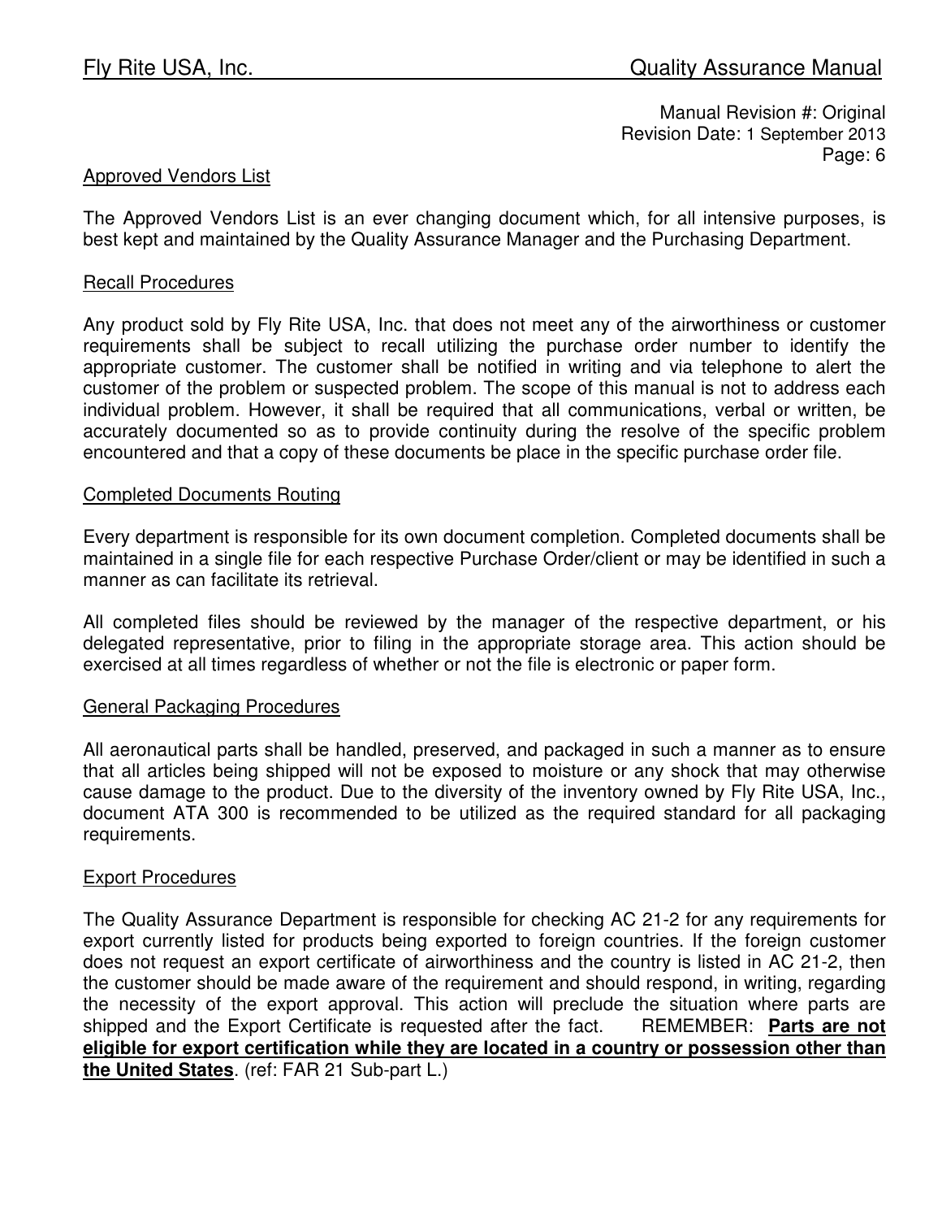## Approved Vendors List

The Approved Vendors List is an ever changing document which, for all intensive purposes, is best kept and maintained by the Quality Assurance Manager and the Purchasing Department.

## Recall Procedures

Any product sold by Fly Rite USA, Inc. that does not meet any of the airworthiness or customer requirements shall be subject to recall utilizing the purchase order number to identify the appropriate customer. The customer shall be notified in writing and via telephone to alert the customer of the problem or suspected problem. The scope of this manual is not to address each individual problem. However, it shall be required that all communications, verbal or written, be accurately documented so as to provide continuity during the resolve of the specific problem encountered and that a copy of these documents be place in the specific purchase order file.

## Completed Documents Routing

Every department is responsible for its own document completion. Completed documents shall be maintained in a single file for each respective Purchase Order/client or may be identified in such a manner as can facilitate its retrieval.

All completed files should be reviewed by the manager of the respective department, or his delegated representative, prior to filing in the appropriate storage area. This action should be exercised at all times regardless of whether or not the file is electronic or paper form.

## General Packaging Procedures

All aeronautical parts shall be handled, preserved, and packaged in such a manner as to ensure that all articles being shipped will not be exposed to moisture or any shock that may otherwise cause damage to the product. Due to the diversity of the inventory owned by Fly Rite USA, Inc., document ATA 300 is recommended to be utilized as the required standard for all packaging requirements.

## Export Procedures

The Quality Assurance Department is responsible for checking AC 21-2 for any requirements for export currently listed for products being exported to foreign countries. If the foreign customer does not request an export certificate of airworthiness and the country is listed in AC 21-2, then the customer should be made aware of the requirement and should respond, in writing, regarding the necessity of the export approval. This action will preclude the situation where parts are shipped and the Export Certificate is requested after the fact. REMEMBER: **Parts are not eligible for export certification while they are located in a country or possession other than the United States**. (ref: FAR 21 Sub-part L.)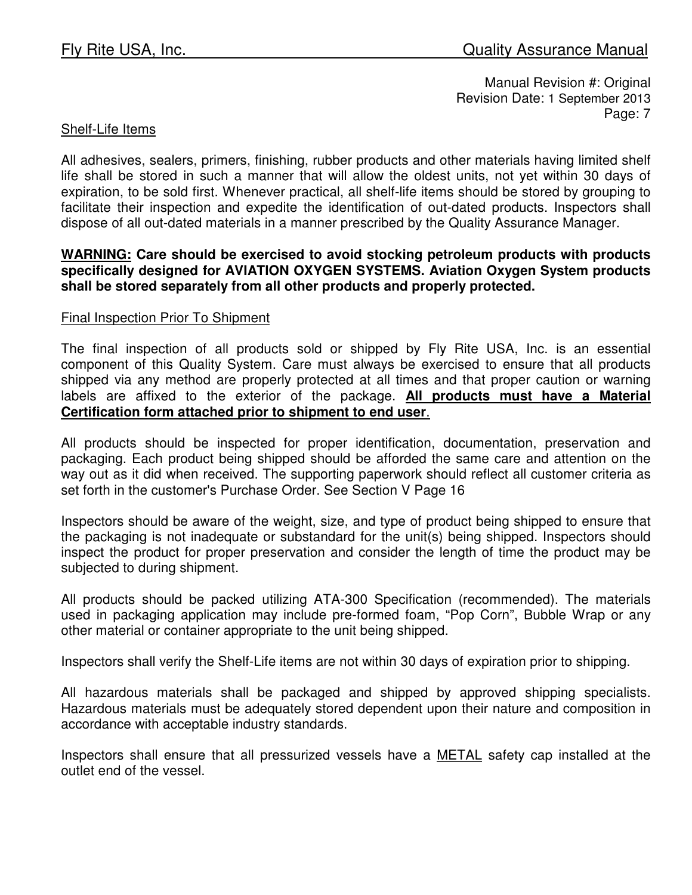Manual Revision #: Original
Revision Date: 1 September 2013

## Shelf-Life Items

All adhesives, sealers, primers, finishing, rubber products and other materials having limited shelf life shall be stored in such a manner that will allow the oldest units, not yet within 30 days of expiration, to be sold first. Whenever practical, all shelf-life items should be stored by grouping to facilitate their inspection and expedite the identification of out-dated products. Inspectors shall dispose of all out-dated materials in a manner prescribed by the Quality Assurance Manager.

**WARNING: Care should be exercised to avoid stocking petroleum products with products specifically designed for AVIATION OXYGEN SYSTEMS. Aviation Oxygen System products shall be stored separately from all other products and properly protected.**

## Final Inspection Prior To Shipment

The final inspection of all products sold or shipped by Fly Rite USA, Inc. is an essential component of this Quality System. Care must always be exercised to ensure that all products shipped via any method are properly protected at all times and that proper caution or warning labels are affixed to the exterior of the package. **All products must have a Material Certification form attached prior to shipment to end user**.

All products should be inspected for proper identification, documentation, preservation and packaging. Each product being shipped should be afforded the same care and attention on the way out as it did when received. The supporting paperwork should reflect all customer criteria as set forth in the customer's Purchase Order. See Section V Page 16

Inspectors should be aware of the weight, size, and type of product being shipped to ensure that the packaging is not inadequate or substandard for the unit(s) being shipped. Inspectors should inspect the product for proper preservation and consider the length of time the product may be subjected to during shipment.

All products should be packed utilizing ATA-300 Specification (recommended). The materials used in packaging application may include pre-formed foam, “Pop Corn”, Bubble Wrap or any other material or container appropriate to the unit being shipped.

Inspectors shall verify the Shelf-Life items are not within 30 days of expiration prior to shipping.

All hazardous materials shall be packaged and shipped by approved shipping specialists. Hazardous materials must be adequately stored dependent upon their nature and composition in accordance with acceptable industry standards.

Inspectors shall ensure that all pressurized vessels have a METAL safety cap installed at the outlet end of the vessel.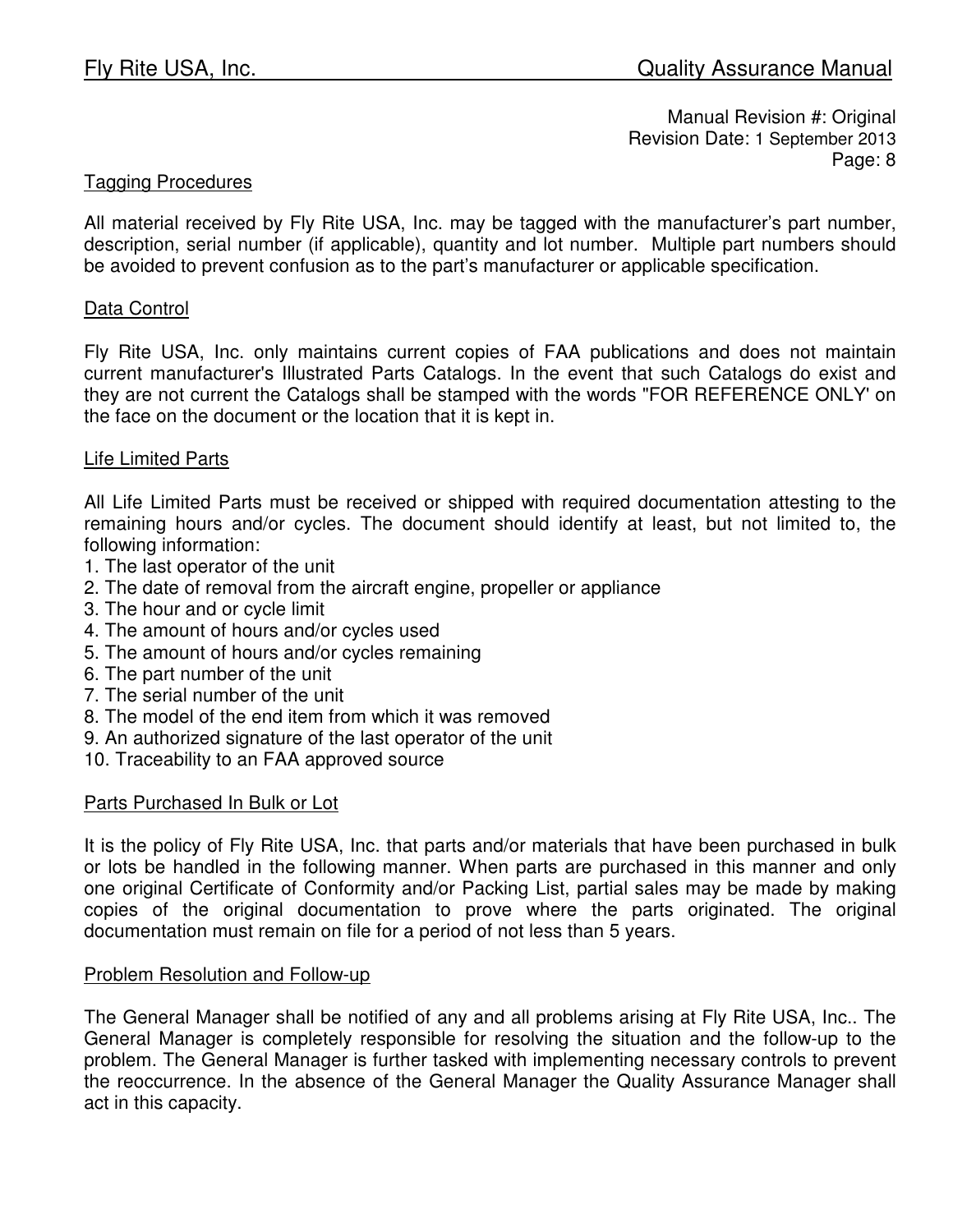Manual Revision #: Original
Revision Date: 1 September 2013

## Tagging Procedures

All material received by Fly Rite USA, Inc. may be tagged with the manufacturer's part number, description, serial number (if applicable), quantity and lot number. Multiple part numbers should be avoided to prevent confusion as to the part's manufacturer or applicable specification.

## Data Control

Fly Rite USA, Inc. only maintains current copies of FAA publications and does not maintain current manufacturer's Illustrated Parts Catalogs. In the event that such Catalogs do exist and they are not current the Catalogs shall be stamped with the words "FOR REFERENCE ONLY' on the face on the document or the location that it is kept in.

## Life Limited Parts

All Life Limited Parts must be received or shipped with required documentation attesting to the remaining hours and/or cycles. The document should identify at least, but not limited to, the following information:

1. The last operator of the unit
2. The date of removal from the aircraft engine, propeller or appliance
3. The hour and or cycle limit
4. The amount of hours and/or cycles used
5. The amount of hours and/or cycles remaining
6. The part number of the unit
7. The serial number of the unit
8. The model of the end item from which it was removed
9. An authorized signature of the last operator of the unit
10. Traceability to an FAA approved source

## Parts Purchased In Bulk or Lot

It is the policy of Fly Rite USA, Inc. that parts and/or materials that have been purchased in bulk or lots be handled in the following manner. When parts are purchased in this manner and only one original Certificate of Conformity and/or Packing List, partial sales may be made by making copies of the original documentation to prove where the parts originated. The original documentation must remain on file for a period of not less than 5 years.

## Problem Resolution and Follow-up

The General Manager shall be notified of any and all problems arising at Fly Rite USA, Inc.. The General Manager is completely responsible for resolving the situation and the follow-up to the problem. The General Manager is further tasked with implementing necessary controls to prevent the reoccurrence. In the absence of the General Manager the Quality Assurance Manager shall act in this capacity.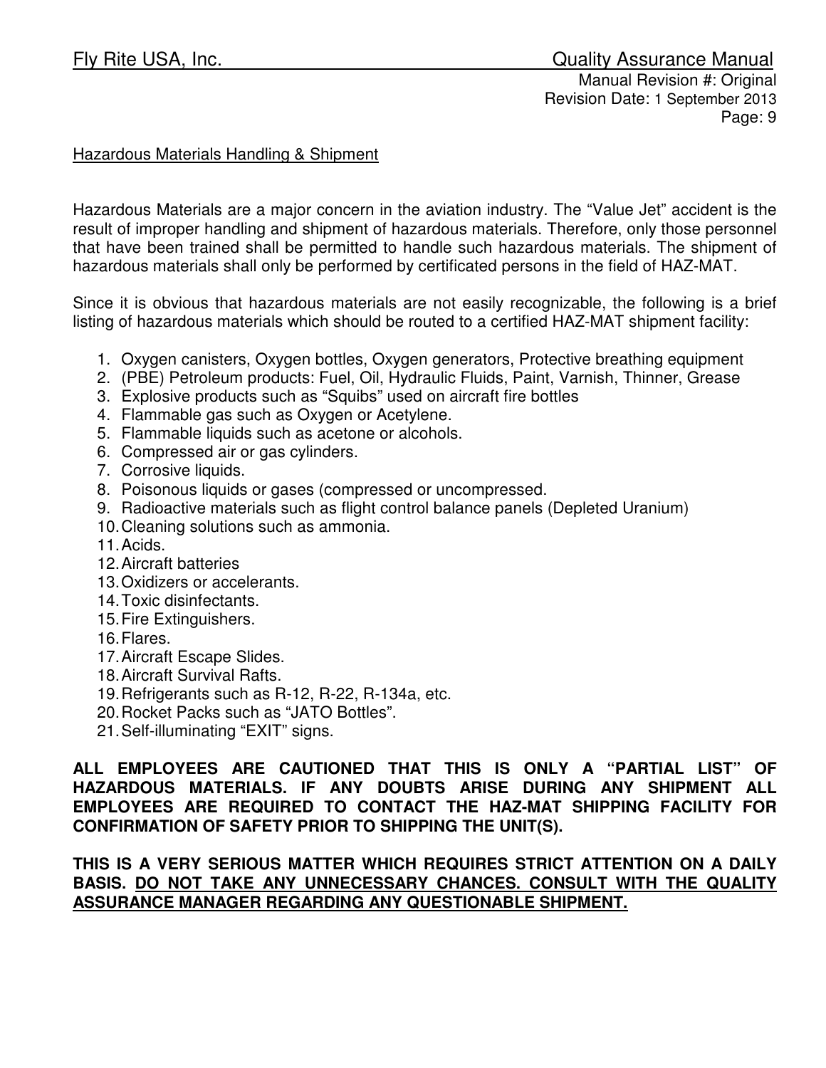## Hazardous Materials Handling & Shipment

Hazardous Materials are a major concern in the aviation industry. The "Value Jet" accident is the result of improper handling and shipment of hazardous materials. Therefore, only those personnel that have been trained shall be permitted to handle such hazardous materials. The shipment of hazardous materials shall only be performed by certificated persons in the field of HAZ-MAT.

Since it is obvious that hazardous materials are not easily recognizable, the following is a brief listing of hazardous materials which should be routed to a certified HAZ-MAT shipment facility:

1. Oxygen canisters, Oxygen bottles, Oxygen generators, Protective breathing equipment
2. (PBE) Petroleum products: Fuel, Oil, Hydraulic Fluids, Paint, Varnish, Thinner, Grease
3. Explosive products such as "Squibs" used on aircraft fire bottles
4. Flammable gas such as Oxygen or Acetylene.
5. Flammable liquids such as acetone or alcohols.
6. Compressed air or gas cylinders.
7. Corrosive liquids.
8. Poisonous liquids or gases (compressed or uncompressed.
9. Radioactive materials such as flight control balance panels (Depleted Uranium)
10. Cleaning solutions such as ammonia.
11. Acids.
12. Aircraft batteries
13. Oxidizers or accelerants.
14. Toxic disinfectants.
15. Fire Extinguishers.
16. Flares.
17. Aircraft Escape Slides.
18. Aircraft Survival Rafts.
19. Refrigerants such as R-12, R-22, R-134a, etc.
20. Rocket Packs such as "JATO Bottles".
21. Self-illuminating "EXIT" signs.

**ALL EMPLOYEES ARE CAUTIONED THAT THIS IS ONLY A "PARTIAL LIST" OF HAZARDOUS MATERIALS. IF ANY DOUBTS ARISE DURING ANY SHIPMENT ALL EMPLOYEES ARE REQUIRED TO CONTACT THE HAZ-MAT SHIPPING FACILITY FOR CONFIRMATION OF SAFETY PRIOR TO SHIPPING THE UNIT(S).**

**THIS IS A VERY SERIOUS MATTER WHICH REQUIRES STRICT ATTENTION ON A DAILY BASIS. DO NOT TAKE ANY UNNECESSARY CHANCES. CONSULT WITH THE QUALITY ASSURANCE MANAGER REGARDING ANY QUESTIONABLE SHIPMENT.**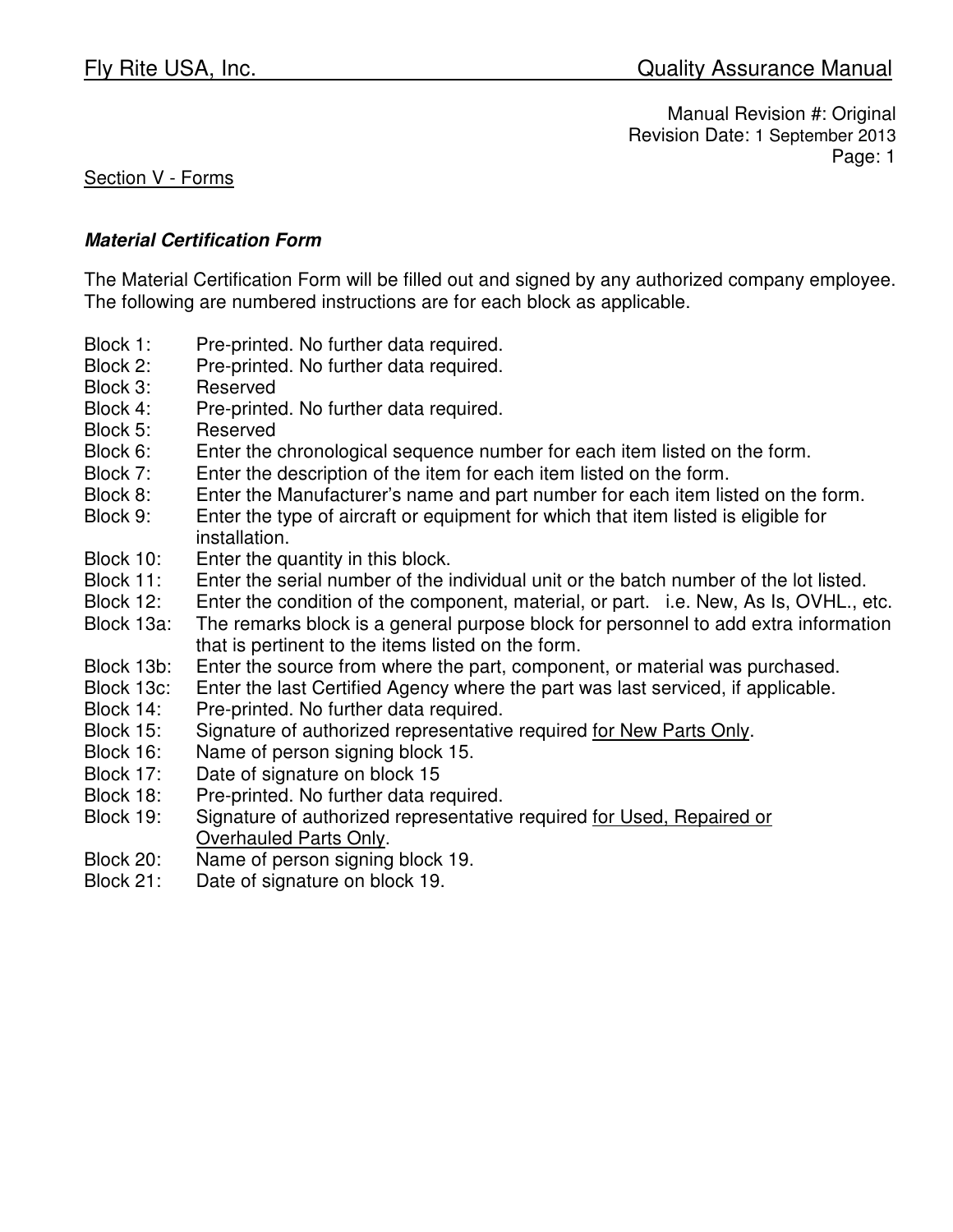Manual Revision #: Original
Revision Date: 1 September 2013

Section V - Forms

### *Material Certification Form*

The Material Certification Form will be filled out and signed by any authorized company employee. The following are numbered instructions are for each block as applicable.

- Block 1: Pre-printed. No further data required.
- Block 2: Pre-printed. No further data required.
- Block 3: Reserved
- Block 4: Pre-printed. No further data required.
- Block 5: Reserved
- Block 6: Enter the chronological sequence number for each item listed on the form.
- Block 7: Enter the description of the item for each item listed on the form.
- Block 8: Enter the Manufacturer's name and part number for each item listed on the form.
- Block 9: Enter the type of aircraft or equipment for which that item listed is eligible for installation.
- Block 10: Enter the quantity in this block.
- Block 11: Enter the serial number of the individual unit or the batch number of the lot listed.
- Block 12: Enter the condition of the component, material, or part. i.e. New, As Is, OVHL., etc.
- Block 13a: The remarks block is a general purpose block for personnel to add extra information that is pertinent to the items listed on the form.
- Block 13b: Enter the source from where the part, component, or material was purchased.
- Block 13c: Enter the last Certified Agency where the part was last serviced, if applicable.
- Block 14: Pre-printed. No further data required.
- Block 15: Signature of authorized representative required <u>for New Parts Only</u>.
- Block 16: Name of person signing block 15.
- Block 17: Date of signature on block 15
- Block 18: Pre-printed. No further data required.
- Block 19: Signature of authorized representative required <u>for Used, Repaired or Overhauled Parts Only</u>.
- Block 20: Name of person signing block 19.
- Block 21: Date of signature on block 19.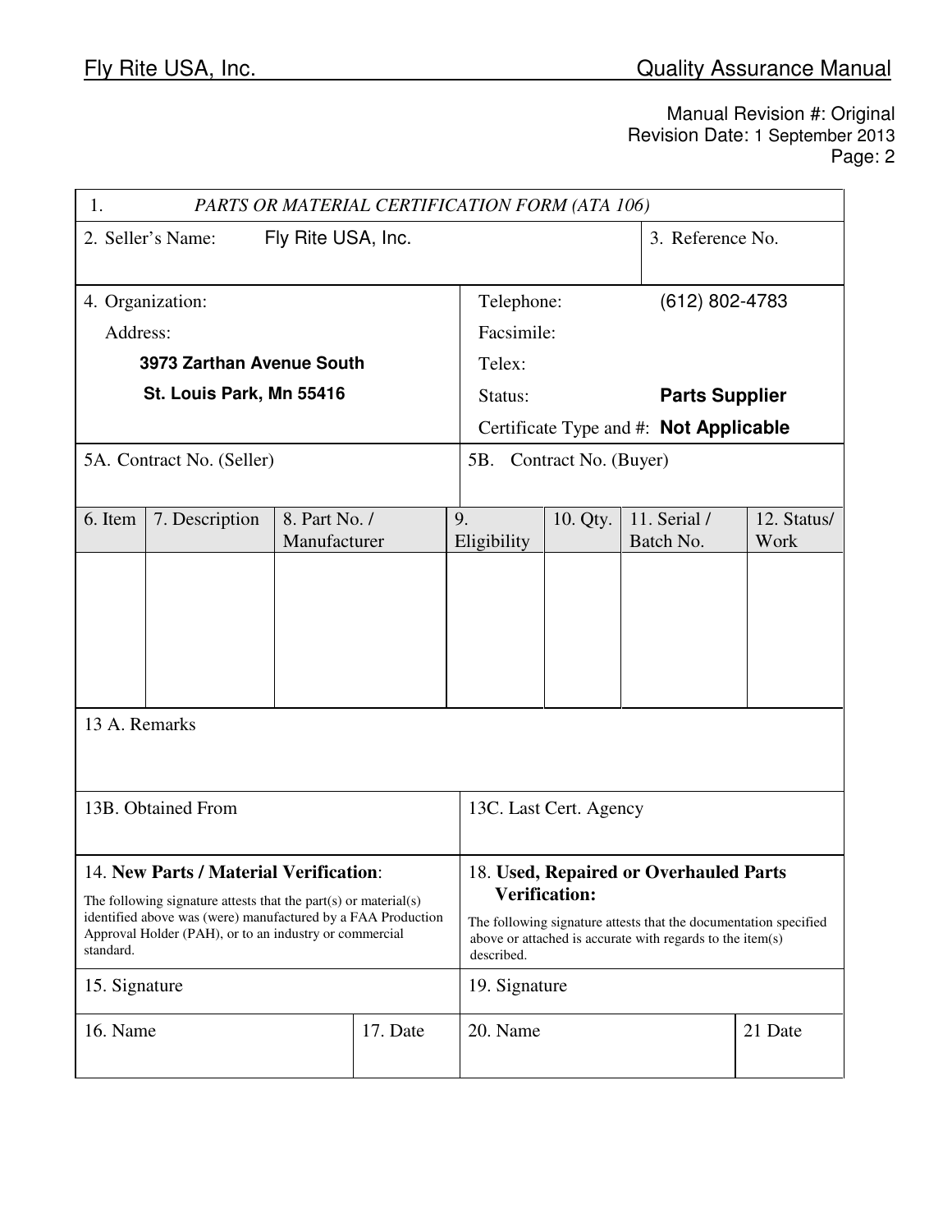| 1. *PARTS OR MATERIAL CERTIFICATION FORM (ATA 106)* | | | | | | |
|---|---|---|---|---|---|---|
| 2. Seller's Name: Fly Rite USA, Inc. | | | | | 3. Reference No. | |
| 4. Organization: Address: **3973 Zarthan Avenue South** **St. Louis Park, Mn 55416** | | | Telephone: (612) 802-4783 Facsimile: Telex: Status: **Parts Supplier** Certificate Type and #: **Not Applicable** | | | |
| 5A. Contract No. (Seller) | | | 5B. Contract No. (Buyer) | | | |
| 6. Item | 7. Description | 8. Part No. / Manufacturer | 9. Eligibility | 10. Qty. | 11. Serial / Batch No. | 12. Status/ Work |
| | | | | | | |
| 13 A. Remarks | | | | | | |
| 13B. Obtained From | | | 13C. Last Cert. Agency | | | |
| 14. **New Parts / Material Verification**: The following signature attests that the part(s) or material(s) identified above was (were) manufactured by a FAA Production Approval Holder (PAH), or to an industry or commercial standard. | | | 18. **Used, Repaired or Overhauled Parts Verification:** The following signature attests that the documentation specified above or attached is accurate with regards to the item(s) described. | | | |
| 15. Signature | | | 19. Signature | | | |
| 16. Name | | 17. Date | 20. Name | | | 21 Date |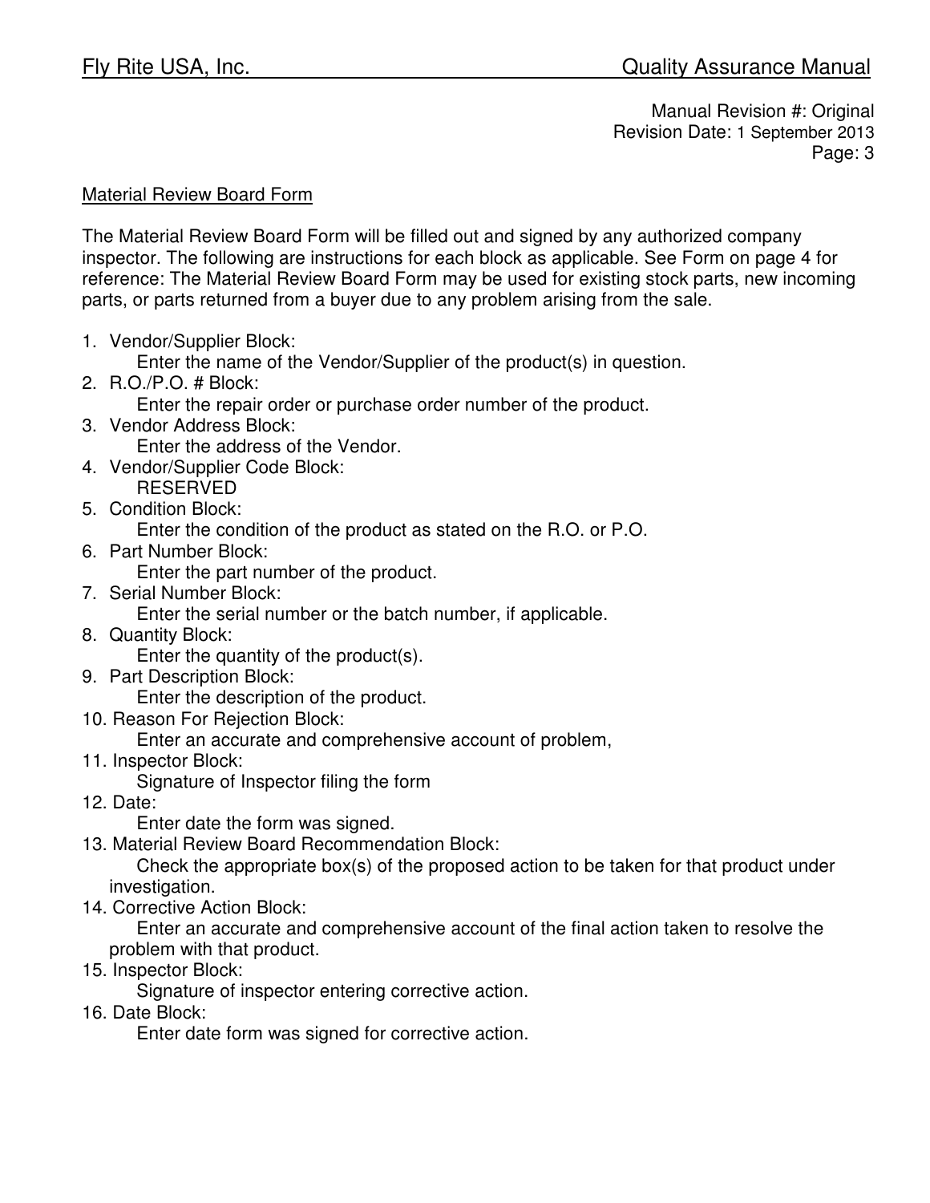Manual Revision #: Original
Revision Date: 1 September 2013

## Material Review Board Form

The Material Review Board Form will be filled out and signed by any authorized company inspector. The following are instructions for each block as applicable. See Form on page 4 for reference: The Material Review Board Form may be used for existing stock parts, new incoming parts, or parts returned from a buyer due to any problem arising from the sale.

1. Vendor/Supplier Block:
   Enter the name of the Vendor/Supplier of the product(s) in question.
2. R.O./P.O. # Block:
   Enter the repair order or purchase order number of the product.
3. Vendor Address Block:
   Enter the address of the Vendor.
4. Vendor/Supplier Code Block:
   RESERVED
5. Condition Block:
   Enter the condition of the product as stated on the R.O. or P.O.
6. Part Number Block:
   Enter the part number of the product.
7. Serial Number Block:
   Enter the serial number or the batch number, if applicable.
8. Quantity Block:
   Enter the quantity of the product(s).
9. Part Description Block:
   Enter the description of the product.
10. Reason For Rejection Block:
    Enter an accurate and comprehensive account of problem,
11. Inspector Block:
    Signature of Inspector filing the form
12. Date:
    Enter date the form was signed.
13. Material Review Board Recommendation Block:
    Check the appropriate box(s) of the proposed action to be taken for that product under investigation.
14. Corrective Action Block:
    Enter an accurate and comprehensive account of the final action taken to resolve the problem with that product.
15. Inspector Block:
    Signature of inspector entering corrective action.
16. Date Block:
    Enter date form was signed for corrective action.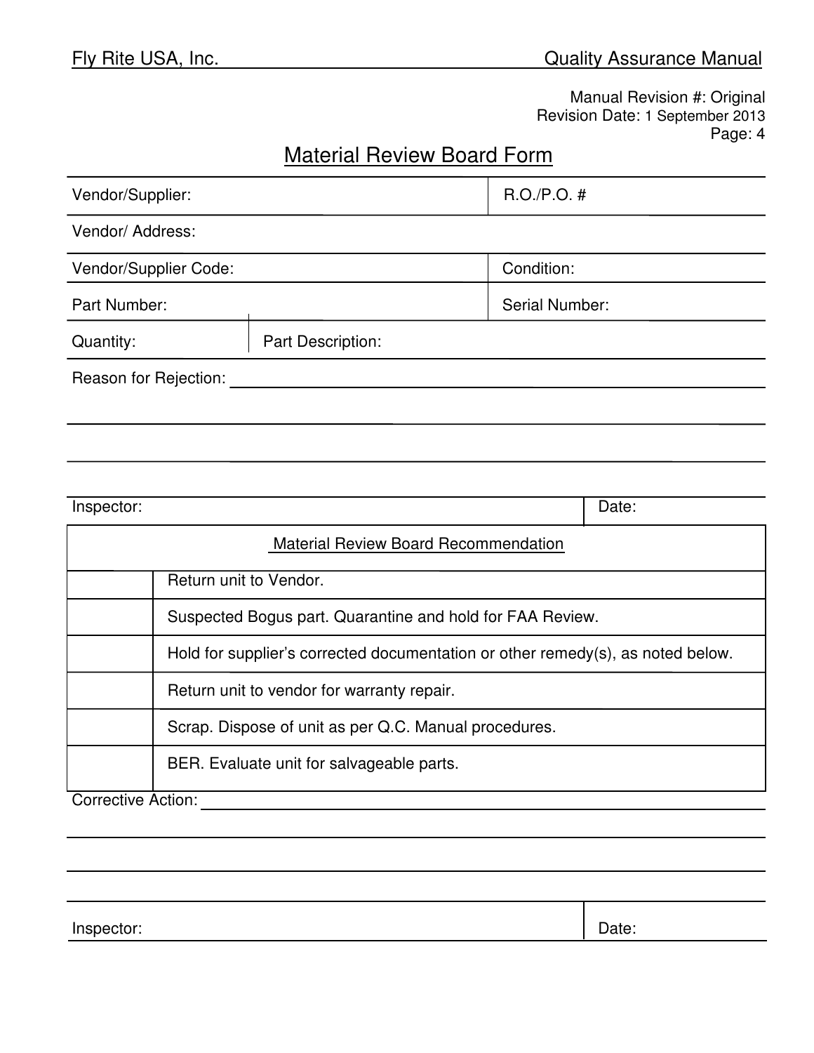Manual Revision #: Original
Revision Date: 1 September 2013

# Material Review Board Form

| Vendor/Supplier: | R.O./P.O. # |
|---|---|
| Vendor/ Address: | |
| Vendor/Supplier Code: | Condition: |
| Part Number: | Serial Number: |

| Quantity: | Part Description: |
|---|---|

Reason for Rejection: ______________________________________________

_______________________________________________________________

_______________________________________________________________

| Inspector: | Date: |
|---|---|

| Material Review Board Recommendation | |
|---|---|
| | Return unit to Vendor. |
| | Suspected Bogus part. Quarantine and hold for FAA Review. |
| | Hold for supplier's corrected documentation or other remedy(s), as noted below. |
| | Return unit to vendor for warranty repair. |
| | Scrap. Dispose of unit as per Q.C. Manual procedures. |
| | BER. Evaluate unit for salvageable parts. |

Corrective Action: ______________________________________________

_______________________________________________________________

_______________________________________________________________

| Inspector: | Date: |
|---|---|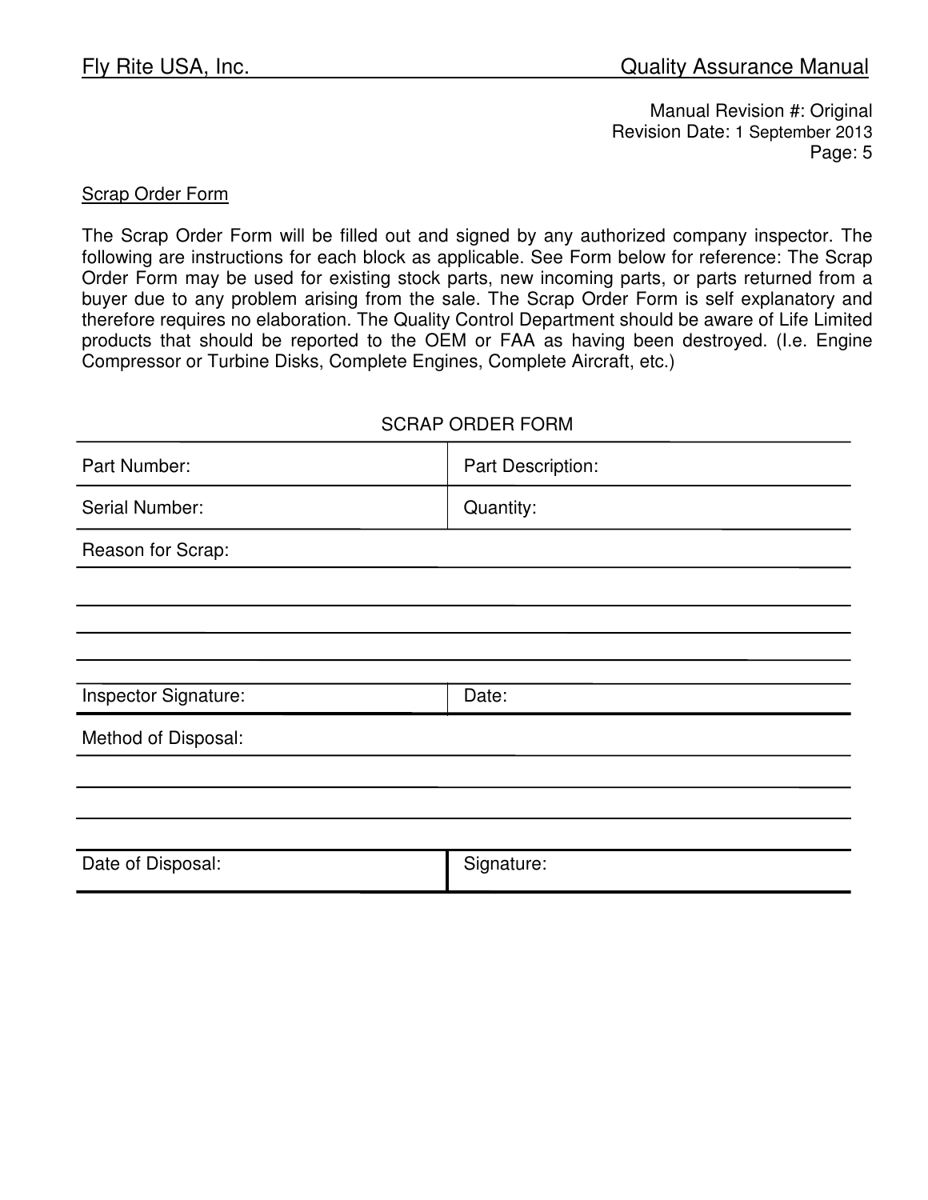Manual Revision #: Original
Revision Date: 1 September 2013

Scrap Order Form

The Scrap Order Form will be filled out and signed by any authorized company inspector. The following are instructions for each block as applicable. See Form below for reference: The Scrap Order Form may be used for existing stock parts, new incoming parts, or parts returned from a buyer due to any problem arising from the sale. The Scrap Order Form is self explanatory and therefore requires no elaboration. The Quality Control Department should be aware of Life Limited products that should be reported to the OEM or FAA as having been destroyed. (I.e. Engine Compressor or Turbine Disks, Complete Engines, Complete Aircraft, etc.)

SCRAP ORDER FORM

| Part Number: | Part Description: |
|---|---|
| Serial Number: | Quantity: |
| Reason for Scrap: | |
| | |
| | |
| | |
| Inspector Signature: | Date: |
| Method of Disposal: | |
| | |
| | |
| Date of Disposal: | Signature: |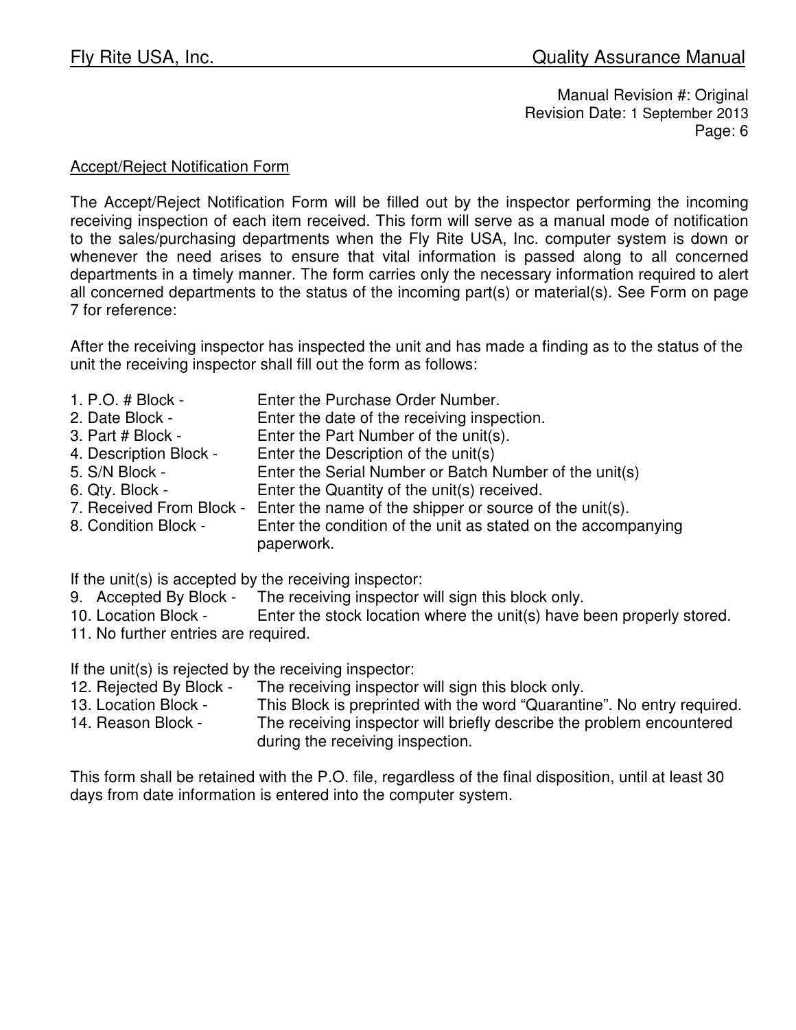Manual Revision #: Original
Revision Date: 1 September 2013

## Accept/Reject Notification Form

The Accept/Reject Notification Form will be filled out by the inspector performing the incoming receiving inspection of each item received. This form will serve as a manual mode of notification to the sales/purchasing departments when the Fly Rite USA, Inc. computer system is down or whenever the need arises to ensure that vital information is passed along to all concerned departments in a timely manner. The form carries only the necessary information required to alert all concerned departments to the status of the incoming part(s) or material(s). See Form on page 7 for reference:

After the receiving inspector has inspected the unit and has made a finding as to the status of the unit the receiving inspector shall fill out the form as follows:

1. P.O. # Block - Enter the Purchase Order Number.
2. Date Block - Enter the date of the receiving inspection.
3. Part # Block - Enter the Part Number of the unit(s).
4. Description Block - Enter the Description of the unit(s)
5. S/N Block - Enter the Serial Number or Batch Number of the unit(s)
6. Qty. Block - Enter the Quantity of the unit(s) received.
7. Received From Block - Enter the name of the shipper or source of the unit(s).
8. Condition Block - Enter the condition of the unit as stated on the accompanying paperwork.

If the unit(s) is accepted by the receiving inspector:

9. Accepted By Block - The receiving inspector will sign this block only.
10. Location Block - Enter the stock location where the unit(s) have been properly stored.
11. No further entries are required.

If the unit(s) is rejected by the receiving inspector:

12. Rejected By Block - The receiving inspector will sign this block only.
13. Location Block - This Block is preprinted with the word "Quarantine". No entry required.
14. Reason Block - The receiving inspector will briefly describe the problem encountered during the receiving inspection.

This form shall be retained with the P.O. file, regardless of the final disposition, until at least 30 days from date information is entered into the computer system.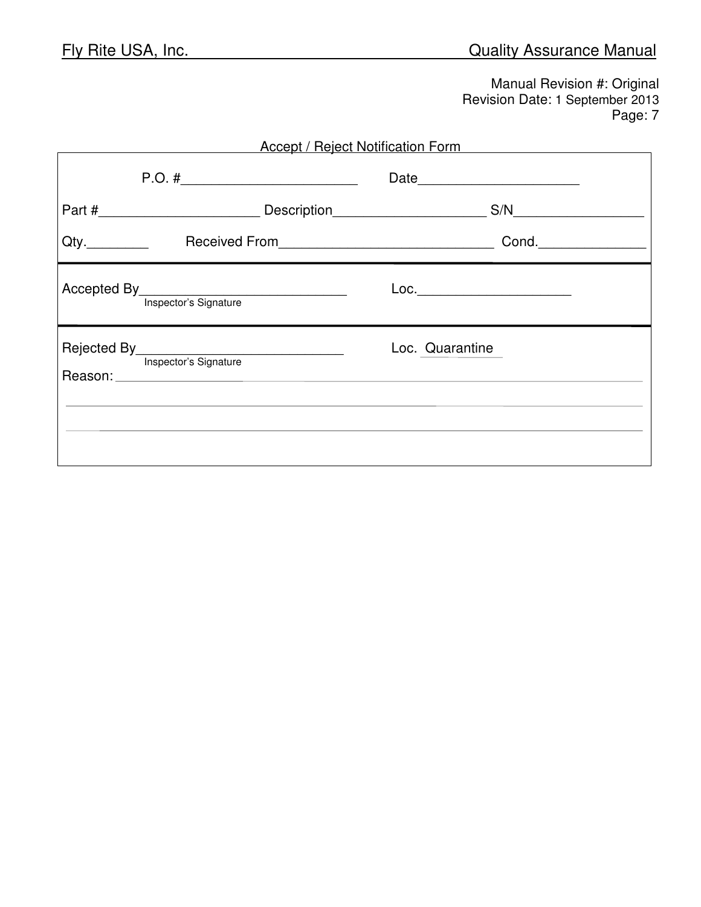Manual Revision #: Original
Revision Date: 1 September 2013

## Accept / Reject Notification Form

P.O. #_______________________ Date_____________________

Part #_____________________ Description____________________ S/N_________________

Qty.________ Received From____________________________ Cond.______________

Accepted By___________________________ Loc.____________________
Inspector's Signature

Rejected By___________________________ Loc. Quarantine
Inspector's Signature

Reason: ________________________________________________________________________

________________________________________________________________________________

________________________________________________________________________________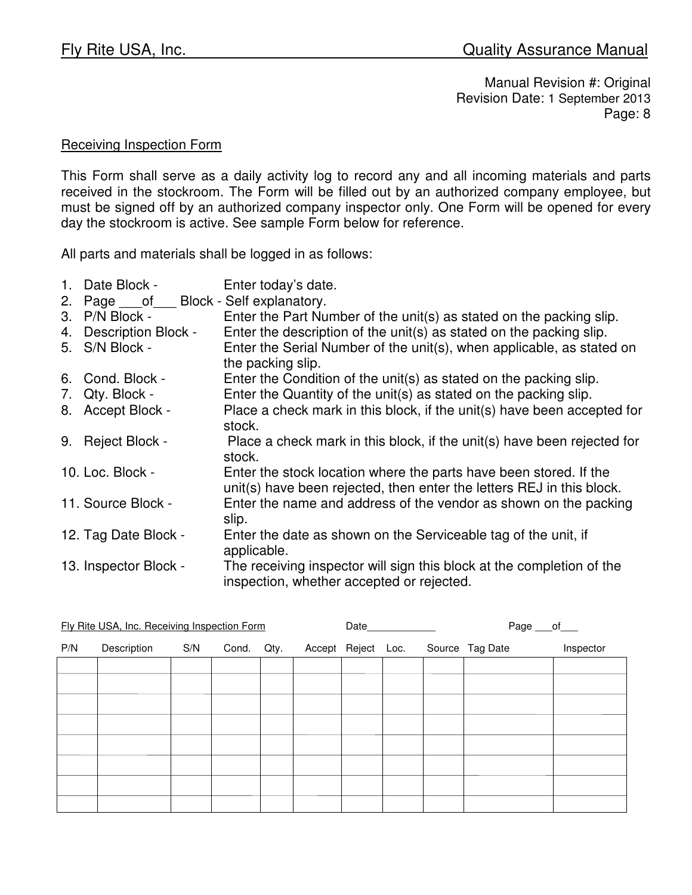Manual Revision #: Original
Revision Date: 1 September 2013

## Receiving Inspection Form

This Form shall serve as a daily activity log to record any and all incoming materials and parts received in the stockroom. The Form will be filled out by an authorized company employee, but must be signed off by an authorized company inspector only. One Form will be opened for every day the stockroom is active. See sample Form below for reference.

All parts and materials shall be logged in as follows:

1. Date Block - Enter today's date.
2. Page ___of___ Block - Self explanatory.
3. P/N Block - Enter the Part Number of the unit(s) as stated on the packing slip.
4. Description Block - Enter the description of the unit(s) as stated on the packing slip.
5. S/N Block - Enter the Serial Number of the unit(s), when applicable, as stated on the packing slip.
6. Cond. Block - Enter the Condition of the unit(s) as stated on the packing slip.
7. Qty. Block - Enter the Quantity of the unit(s) as stated on the packing slip.
8. Accept Block - Place a check mark in this block, if the unit(s) have been accepted for stock.
9. Reject Block - Place a check mark in this block, if the unit(s) have been rejected for stock.
10. Loc. Block - Enter the stock location where the parts have been stored. If the unit(s) have been rejected, then enter the letters REJ in this block.
11. Source Block - Enter the name and address of the vendor as shown on the packing slip.
12. Tag Date Block - Enter the date as shown on the Serviceable tag of the unit, if applicable.
13. Inspector Block - The receiving inspector will sign this block at the completion of the inspection, whether accepted or rejected.

Fly Rite USA, Inc. Receiving Inspection Form Date____________ Page ___of___

| P/N | Description | S/N | Cond. | Qty. | Accept | Reject | Loc. | Source | Tag Date | Inspector |
|---|---|---|---|---|---|---|---|---|---|---|
| | | | | | | | | | | |
| | | | | | | | | | | |
| | | | | | | | | | | |
| | | | | | | | | | | |
| | | | | | | | | | | |
| | | | | | | | | | | |
| | | | | | | | | | | |
| | | | | | | | | | | |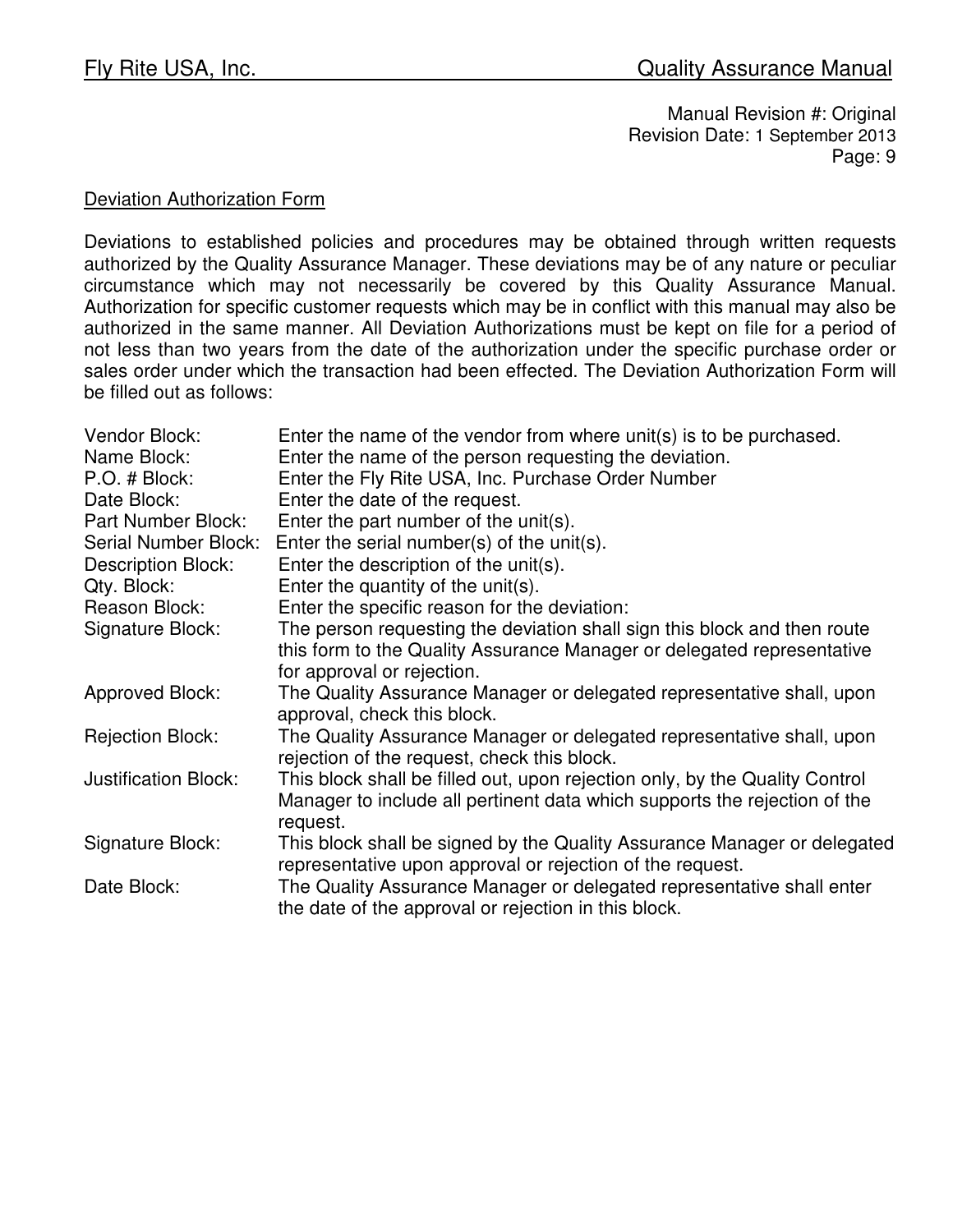## Deviation Authorization Form

Deviations to established policies and procedures may be obtained through written requests authorized by the Quality Assurance Manager. These deviations may be of any nature or peculiar circumstance which may not necessarily be covered by this Quality Assurance Manual. Authorization for specific customer requests which may be in conflict with this manual may also be authorized in the same manner. All Deviation Authorizations must be kept on file for a period of not less than two years from the date of the authorization under the specific purchase order or sales order under which the transaction had been effected. The Deviation Authorization Form will be filled out as follows:

| | |
|---|---|
| Vendor Block: | Enter the name of the vendor from where unit(s) is to be purchased. |
| Name Block: | Enter the name of the person requesting the deviation. |
| P.O. # Block: | Enter the Fly Rite USA, Inc. Purchase Order Number |
| Date Block: | Enter the date of the request. |
| Part Number Block: | Enter the part number of the unit(s). |
| Serial Number Block: | Enter the serial number(s) of the unit(s). |
| Description Block: | Enter the description of the unit(s). |
| Qty. Block: | Enter the quantity of the unit(s). |
| Reason Block: | Enter the specific reason for the deviation: |
| Signature Block: | The person requesting the deviation shall sign this block and then route this form to the Quality Assurance Manager or delegated representative for approval or rejection. |
| Approved Block: | The Quality Assurance Manager or delegated representative shall, upon approval, check this block. |
| Rejection Block: | The Quality Assurance Manager or delegated representative shall, upon rejection of the request, check this block. |
| Justification Block: | This block shall be filled out, upon rejection only, by the Quality Control Manager to include all pertinent data which supports the rejection of the request. |
| Signature Block: | This block shall be signed by the Quality Assurance Manager or delegated representative upon approval or rejection of the request. |
| Date Block: | The Quality Assurance Manager or delegated representative shall enter the date of the approval or rejection in this block. |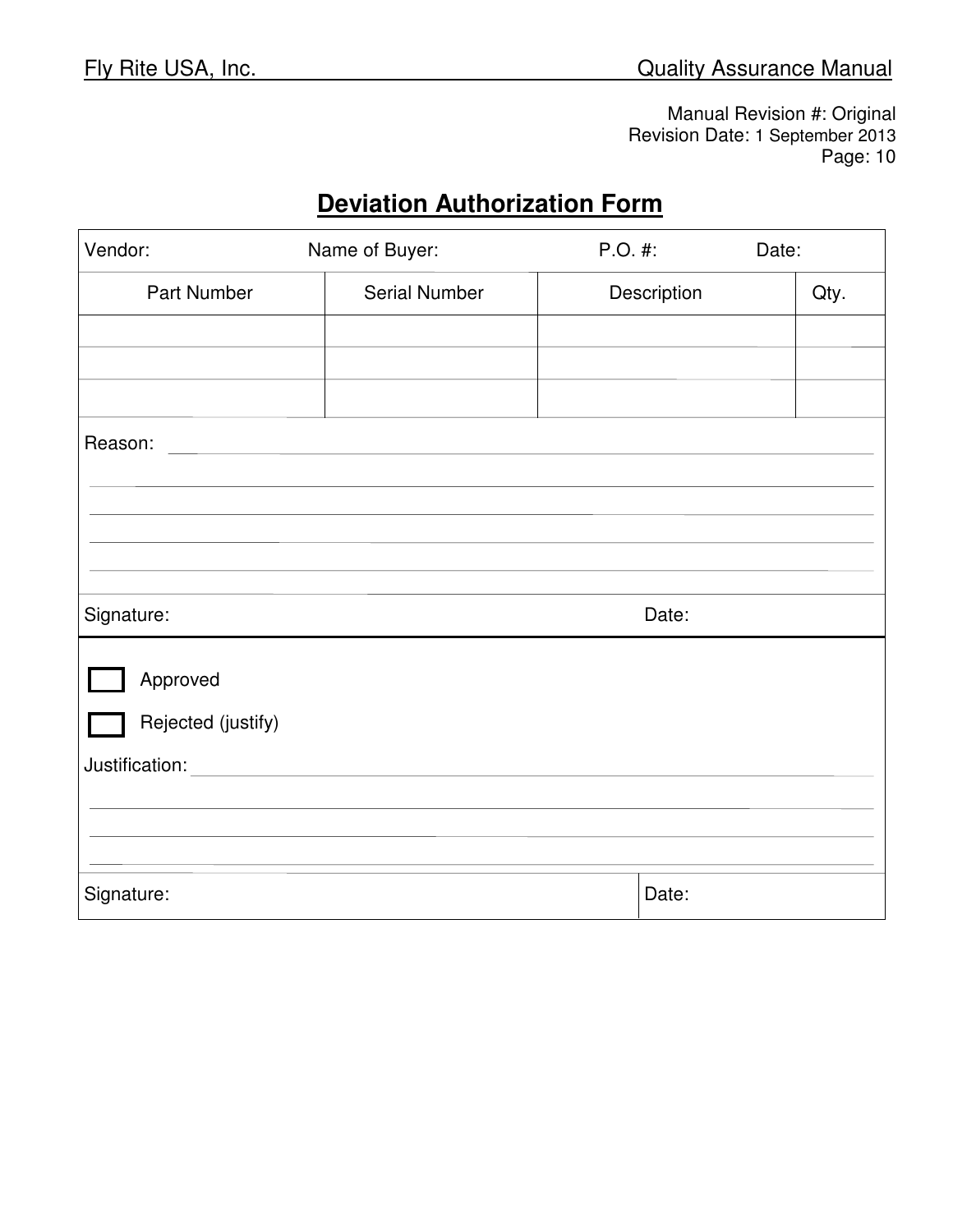Manual Revision #: Original
Revision Date: 1 September 2013

# Deviation Authorization Form

Vendor: Name of Buyer: P.O. #: Date:

| Part Number | Serial Number | Description | Qty. |
|---|---|---|---|
| | | | |
| | | | |
| | | | |

Reason: ______________________________________________

______________________________________________

______________________________________________

______________________________________________

______________________________________________

Signature: Date:

☐ Approved

☐ Rejected (justify)

Justification: ______________________________________________

______________________________________________

______________________________________________

______________________________________________

Signature: Date: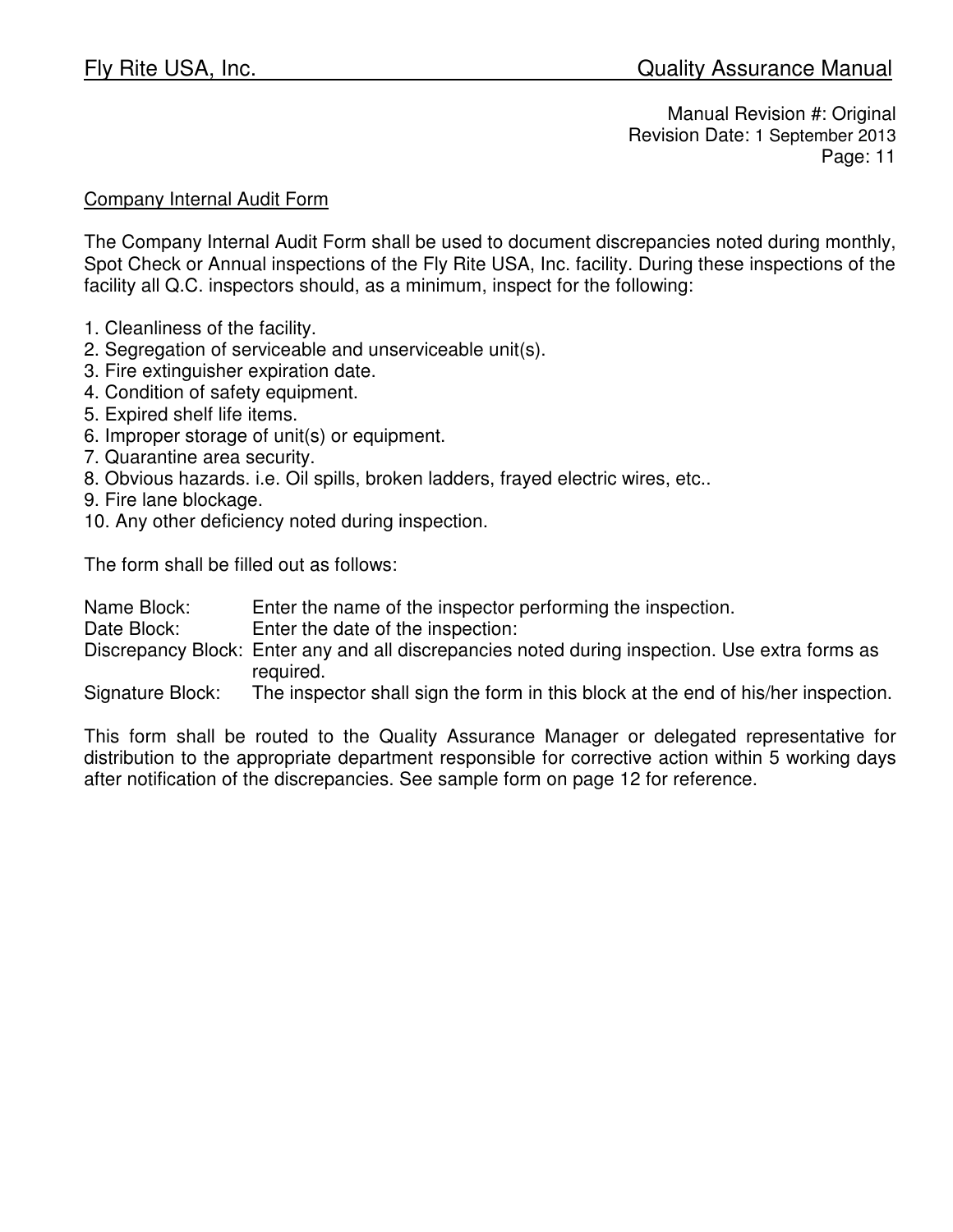Manual Revision #: Original
Revision Date: 1 September 2013

## Company Internal Audit Form

The Company Internal Audit Form shall be used to document discrepancies noted during monthly, Spot Check or Annual inspections of the Fly Rite USA, Inc. facility. During these inspections of the facility all Q.C. inspectors should, as a minimum, inspect for the following:

1. Cleanliness of the facility.
2. Segregation of serviceable and unserviceable unit(s).
3. Fire extinguisher expiration date.
4. Condition of safety equipment.
5. Expired shelf life items.
6. Improper storage of unit(s) or equipment.
7. Quarantine area security.
8. Obvious hazards. i.e. Oil spills, broken ladders, frayed electric wires, etc..
9. Fire lane blockage.
10. Any other deficiency noted during inspection.

The form shall be filled out as follows:

Name Block: Enter the name of the inspector performing the inspection.
Date Block: Enter the date of the inspection:
Discrepancy Block: Enter any and all discrepancies noted during inspection. Use extra forms as required.
Signature Block: The inspector shall sign the form in this block at the end of his/her inspection.

This form shall be routed to the Quality Assurance Manager or delegated representative for distribution to the appropriate department responsible for corrective action within 5 working days after notification of the discrepancies. See sample form on page 12 for reference.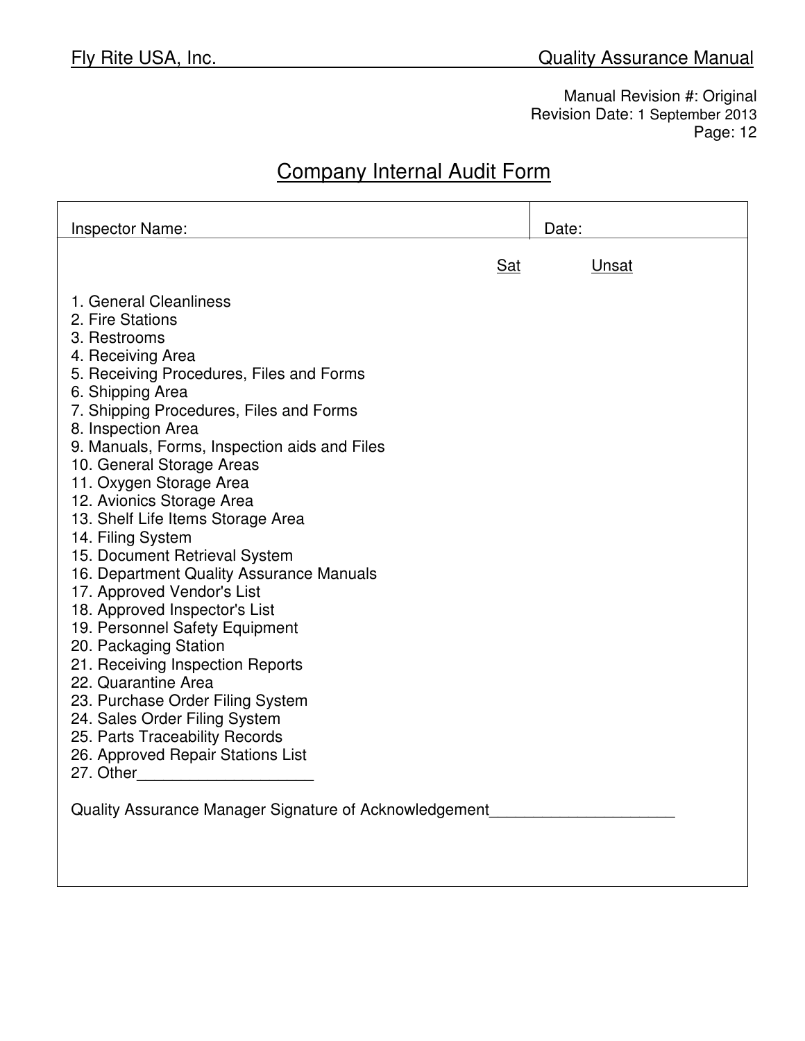Manual Revision #: Original
Revision Date: 1 September 2013
Page: 12

# Company Internal Audit Form

| Inspector Name: | Date: |
|---|---|

| | Sat | Unsat |
|---|---|---|
| 1. General Cleanliness | | |
| 2. Fire Stations | | |
| 3. Restrooms | | |
| 4. Receiving Area | | |
| 5. Receiving Procedures, Files and Forms | | |
| 6. Shipping Area | | |
| 7. Shipping Procedures, Files and Forms | | |
| 8. Inspection Area | | |
| 9. Manuals, Forms, Inspection aids and Files | | |
| 10. General Storage Areas | | |
| 11. Oxygen Storage Area | | |
| 12. Avionics Storage Area | | |
| 13. Shelf Life Items Storage Area | | |
| 14. Filing System | | |
| 15. Document Retrieval System | | |
| 16. Department Quality Assurance Manuals | | |
| 17. Approved Vendor's List | | |
| 18. Approved Inspector's List | | |
| 19. Personnel Safety Equipment | | |
| 20. Packaging Station | | |
| 21. Receiving Inspection Reports | | |
| 22. Quarantine Area | | |
| 23. Purchase Order Filing System | | |
| 24. Sales Order Filing System | | |
| 25. Parts Traceability Records | | |
| 26. Approved Repair Stations List | | |
| 27. Other____________________ | | |

Quality Assurance Manager Signature of Acknowledgement_____________________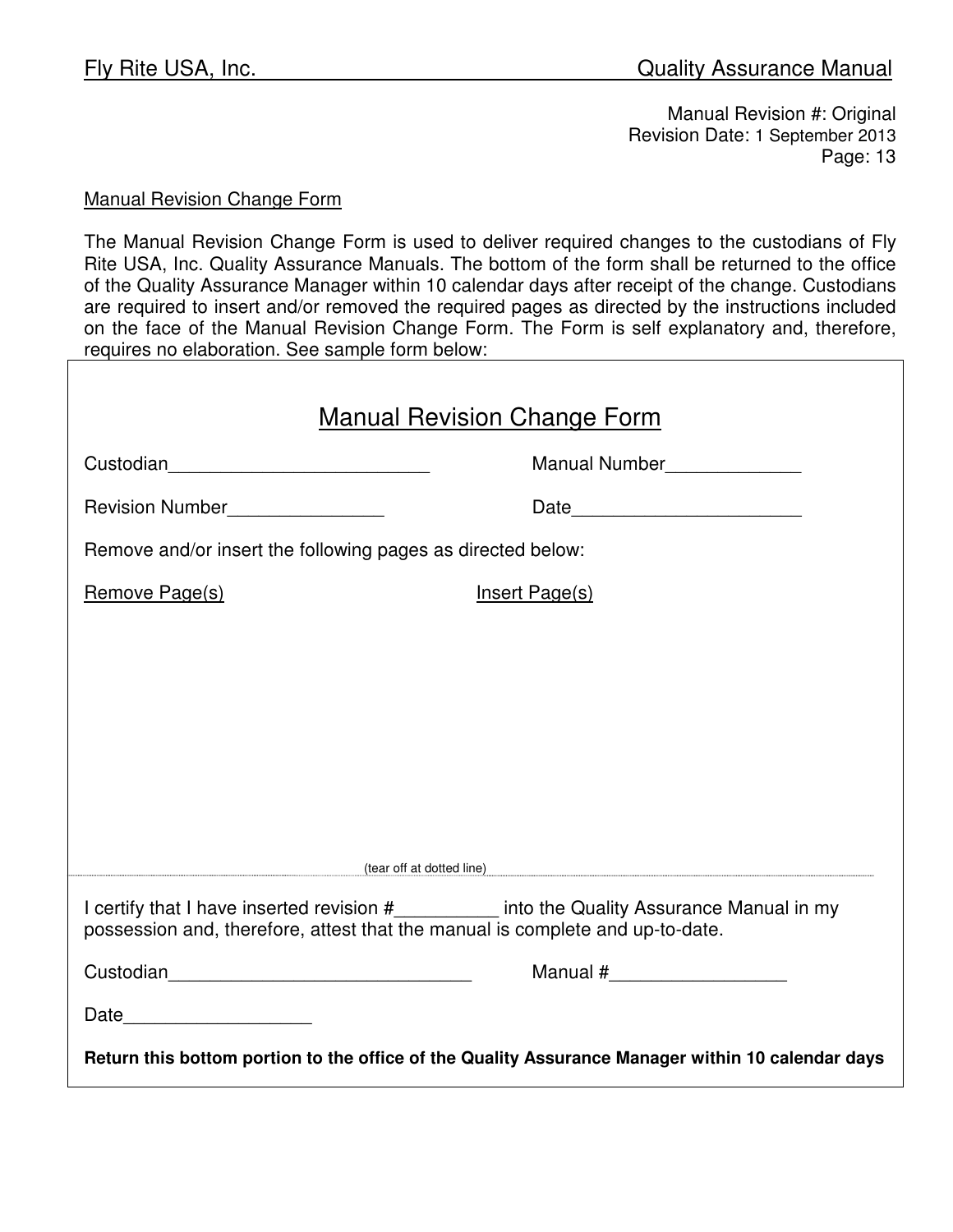Manual Revision #: Original
Revision Date: 1 September 2013

Manual Revision Change Form

The Manual Revision Change Form is used to deliver required changes to the custodians of Fly Rite USA, Inc. Quality Assurance Manuals. The bottom of the form shall be returned to the office of the Quality Assurance Manager within 10 calendar days after receipt of the change. Custodians are required to insert and/or removed the required pages as directed by the instructions included on the face of the Manual Revision Change Form. The Form is self explanatory and, therefore, requires no elaboration. See sample form below:

## Manual Revision Change Form

Custodian_________________________ Manual Number_____________

Revision Number_______________ Date______________________

Remove and/or insert the following pages as directed below:

Remove Page(s) Insert Page(s)

(tear off at dotted line)

---

I certify that I have inserted revision #__________ into the Quality Assurance Manual in my possession and, therefore, attest that the manual is complete and up-to-date.

Custodian_____________________________ Manual #_________________

Date__________________

**Return this bottom portion to the office of the Quality Assurance Manager within 10 calendar days**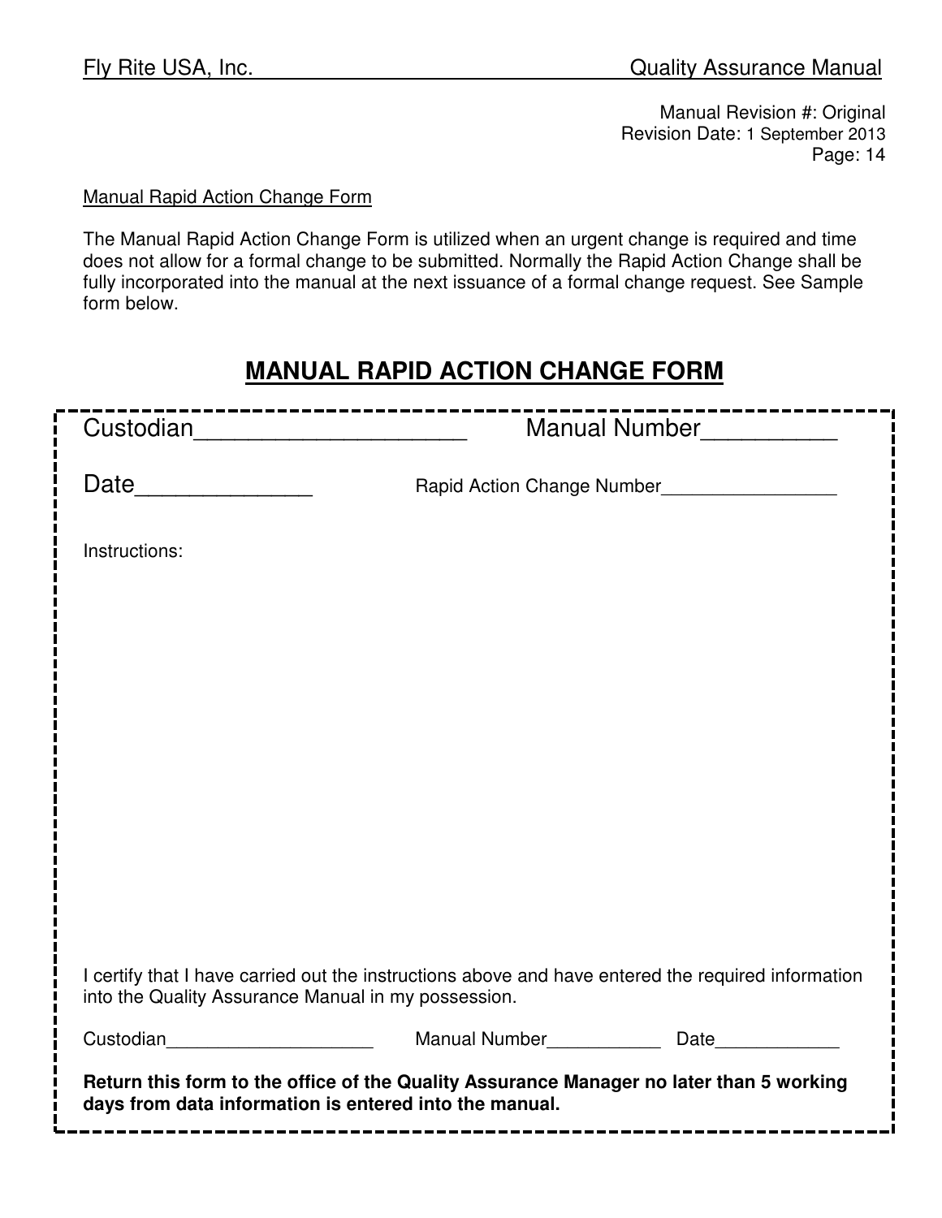Manual Revision #: Original
Revision Date: 1 September 2013

Manual Rapid Action Change Form

The Manual Rapid Action Change Form is utilized when an urgent change is required and time does not allow for a formal change to be submitted. Normally the Rapid Action Change shall be fully incorporated into the manual at the next issuance of a formal change request. See Sample form below.

## MANUAL RAPID ACTION CHANGE FORM

Custodian____________________ Manual Number__________

Date______________ Rapid Action Change Number________________

Instructions:

I certify that I have carried out the instructions above and have entered the required information into the Quality Assurance Manual in my possession.

Custodian____________________ Manual Number___________ Date____________

**Return this form to the office of the Quality Assurance Manager no later than 5 working days from data information is entered into the manual.**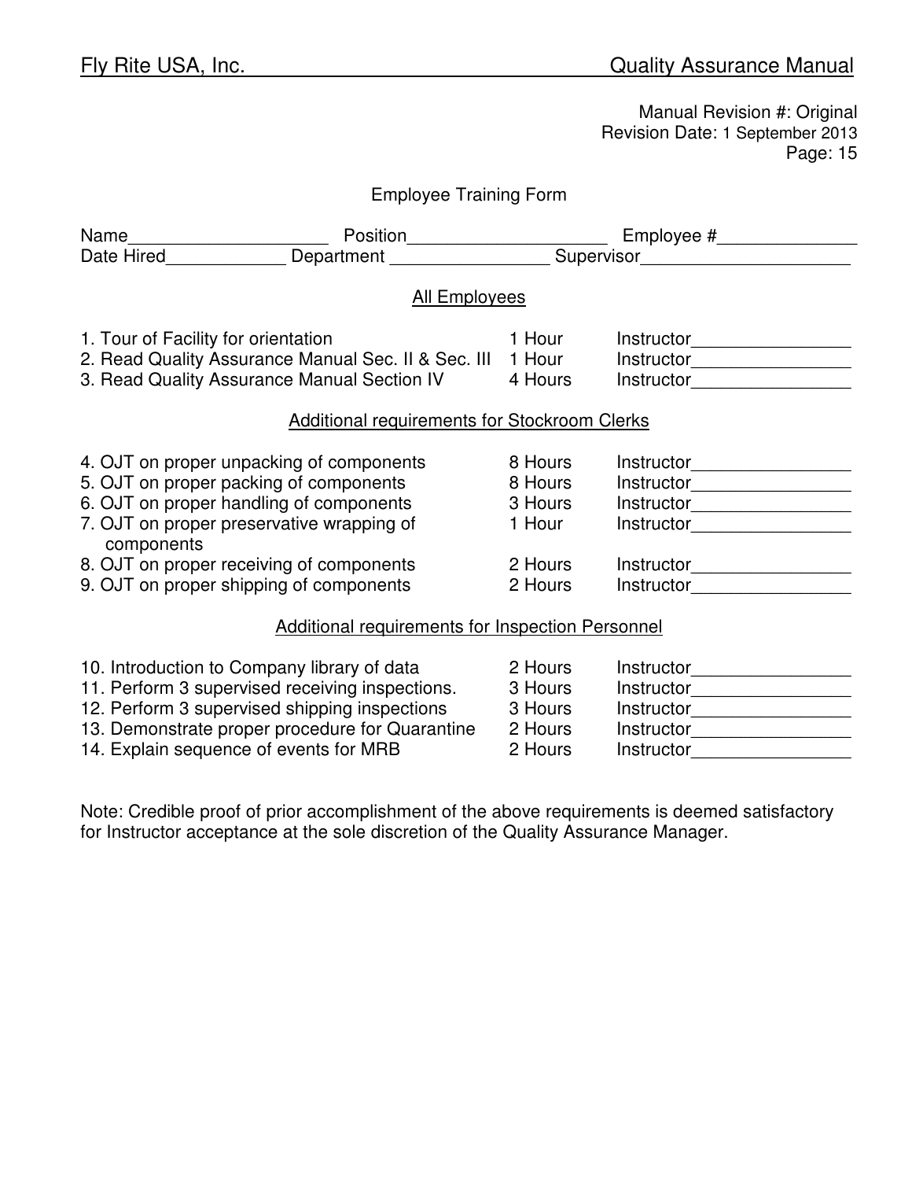Manual Revision #: Original
Revision Date: 1 September 2013
Page: 15

## Employee Training Form

Name____________________ Position____________________ Employee #______________
Date Hired____________ Department ________________ Supervisor_____________________

### All Employees

| | | |
|---|---|---|
| 1. Tour of Facility for orientation | 1 Hour | Instructor________________ |
| 2. Read Quality Assurance Manual Sec. II & Sec. III | 1 Hour | Instructor________________ |
| 3. Read Quality Assurance Manual Section IV | 4 Hours | Instructor________________ |

### Additional requirements for Stockroom Clerks

| | | |
|---|---|---|
| 4. OJT on proper unpacking of components | 8 Hours | Instructor________________ |
| 5. OJT on proper packing of components | 8 Hours | Instructor________________ |
| 6. OJT on proper handling of components | 3 Hours | Instructor________________ |
| 7. OJT on proper preservative wrapping of components | 1 Hour | Instructor________________ |
| 8. OJT on proper receiving of components | 2 Hours | Instructor________________ |
| 9. OJT on proper shipping of components | 2 Hours | Instructor________________ |

### Additional requirements for Inspection Personnel

| | | |
|---|---|---|
| 10. Introduction to Company library of data | 2 Hours | Instructor________________ |
| 11. Perform 3 supervised receiving inspections. | 3 Hours | Instructor________________ |
| 12. Perform 3 supervised shipping inspections | 3 Hours | Instructor________________ |
| 13. Demonstrate proper procedure for Quarantine | 2 Hours | Instructor________________ |
| 14. Explain sequence of events for MRB | 2 Hours | Instructor________________ |

Note: Credible proof of prior accomplishment of the above requirements is deemed satisfactory for Instructor acceptance at the sole discretion of the Quality Assurance Manager.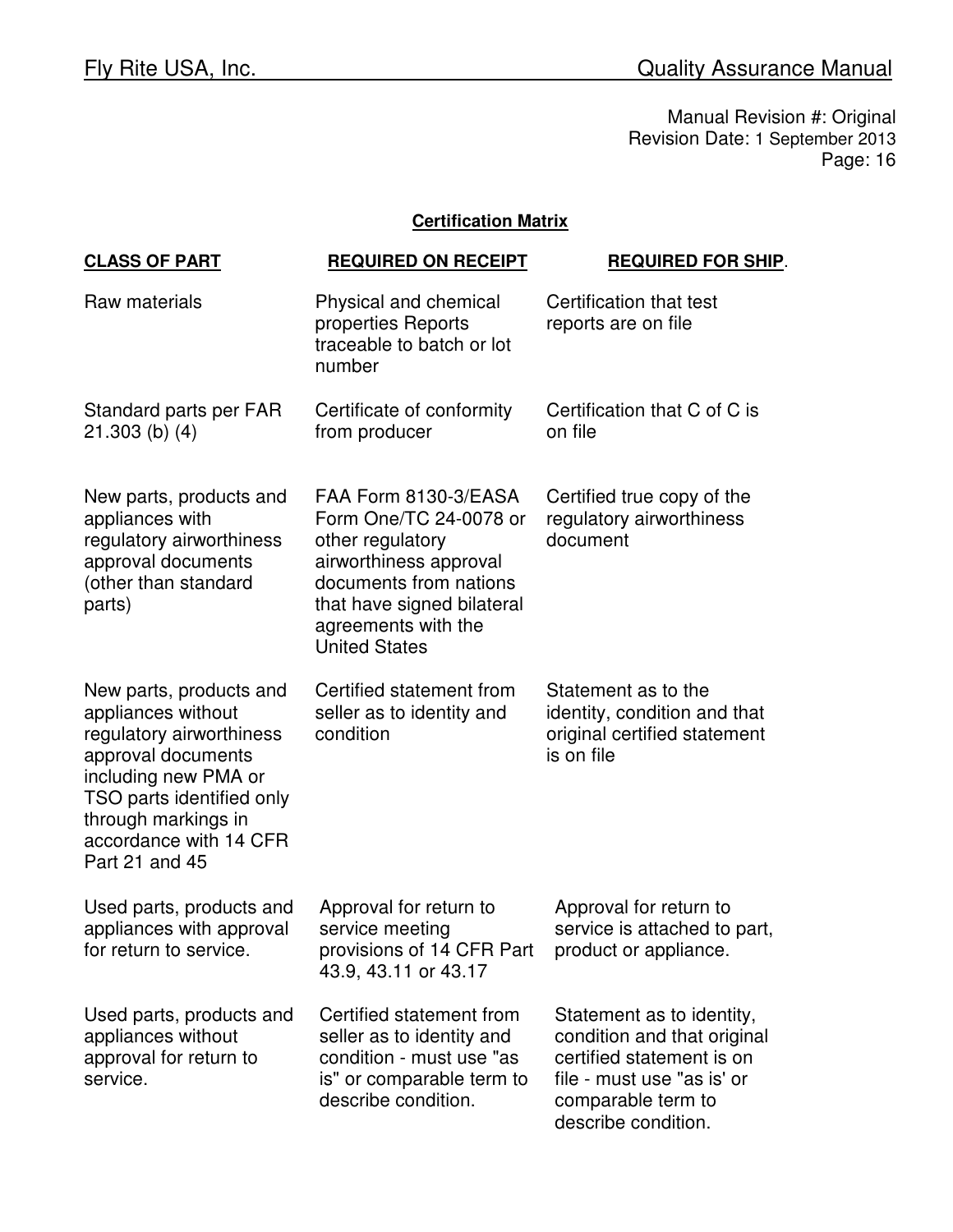Manual Revision #: Original
Revision Date: 1 September 2013

**Certification Matrix**

| CLASS OF PART | REQUIRED ON RECEIPT | REQUIRED FOR SHIP. |
| --- | --- | --- |
| Raw materials | Physical and chemical properties Reports traceable to batch or lot number | Certification that test reports are on file |
| Standard parts per FAR 21.303 (b) (4) | Certificate of conformity from producer | Certification that C of C is on file |
| New parts, products and appliances with regulatory airworthiness approval documents (other than standard parts) | FAA Form 8130-3/EASA Form One/TC 24-0078 or other regulatory airworthiness approval documents from nations that have signed bilateral agreements with the United States | Certified true copy of the regulatory airworthiness document |
| New parts, products and appliances without regulatory airworthiness approval documents including new PMA or TSO parts identified only through markings in accordance with 14 CFR Part 21 and 45 | Certified statement from seller as to identity and condition | Statement as to the identity, condition and that original certified statement is on file |
| Used parts, products and appliances with approval for return to service. | Approval for return to service meeting provisions of 14 CFR Part 43.9, 43.11 or 43.17 | Approval for return to service is attached to part, product or appliance. |
| Used parts, products and appliances without approval for return to service. | Certified statement from seller as to identity and condition - must use "as is" or comparable term to describe condition. | Statement as to identity, condition and that original certified statement is on file - must use "as is' or comparable term to describe condition. |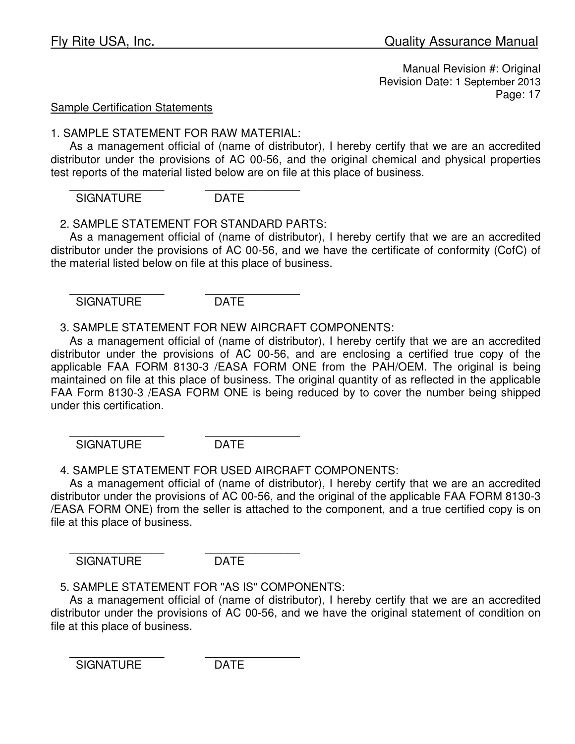Manual Revision #: Original
Revision Date: 1 September 2013

Sample Certification Statements

1. SAMPLE STATEMENT FOR RAW MATERIAL:

As a management official of (name of distributor), I hereby certify that we are an accredited distributor under the provisions of AC 00-56, and the original chemical and physical properties test reports of the material listed below are on file at this place of business.

______________ ______________
SIGNATURE DATE

2. SAMPLE STATEMENT FOR STANDARD PARTS:

As a management official of (name of distributor), I hereby certify that we are an accredited distributor under the provisions of AC 00-56, and we have the certificate of conformity (CofC) of the material listed below on file at this place of business.

______________ ______________
SIGNATURE DATE

3. SAMPLE STATEMENT FOR NEW AIRCRAFT COMPONENTS:

As a management official of (name of distributor), I hereby certify that we are an accredited distributor under the provisions of AC 00-56, and are enclosing a certified true copy of the applicable FAA FORM 8130-3 /EASA FORM ONE from the PAH/OEM. The original is being maintained on file at this place of business. The original quantity of as reflected in the applicable FAA Form 8130-3 /EASA FORM ONE is being reduced by to cover the number being shipped under this certification.

______________ ______________
SIGNATURE DATE

4. SAMPLE STATEMENT FOR USED AIRCRAFT COMPONENTS:

As a management official of (name of distributor), I hereby certify that we are an accredited distributor under the provisions of AC 00-56, and the original of the applicable FAA FORM 8130-3 /EASA FORM ONE) from the seller is attached to the component, and a true certified copy is on file at this place of business.

______________ ______________
SIGNATURE DATE

5. SAMPLE STATEMENT FOR "AS IS" COMPONENTS:

As a management official of (name of distributor), I hereby certify that we are an accredited distributor under the provisions of AC 00-56, and we have the original statement of condition on file at this place of business.

______________ ______________
SIGNATURE DATE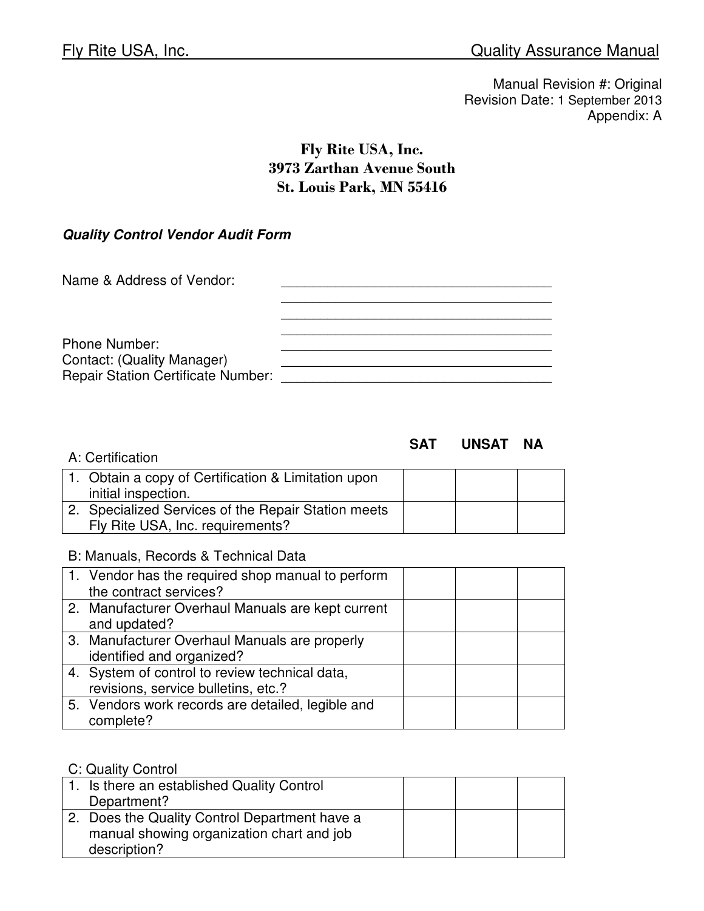Manual Revision #: Original
Revision Date: 1 September 2013
Appendix: A

**Fly Rite USA, Inc.**
**3973 Zarthan Avenue South**
**St. Louis Park, MN 55416**

***Quality Control Vendor Audit Form***

Name & Address of Vendor: ____________________________________
____________________________________
____________________________________
____________________________________

Phone Number: ____________________________________
Contact: (Quality Manager) ____________________________________
Repair Station Certificate Number: ____________________________________

| A: Certification | SAT | UNSAT | NA |
|---|---|---|---|
| 1. Obtain a copy of Certification & Limitation upon initial inspection. | | | |
| 2. Specialized Services of the Repair Station meets Fly Rite USA, Inc. requirements? | | | |

| B: Manuals, Records & Technical Data | SAT | UNSAT | NA |
|---|---|---|---|
| 1. Vendor has the required shop manual to perform the contract services? | | | |
| 2. Manufacturer Overhaul Manuals are kept current and updated? | | | |
| 3. Manufacturer Overhaul Manuals are properly identified and organized? | | | |
| 4. System of control to review technical data, revisions, service bulletins, etc.? | | | |
| 5. Vendors work records are detailed, legible and complete? | | | |

| C: Quality Control | SAT | UNSAT | NA |
|---|---|---|---|
| 1. Is there an established Quality Control Department? | | | |
| 2. Does the Quality Control Department have a manual showing organization chart and job description? | | | |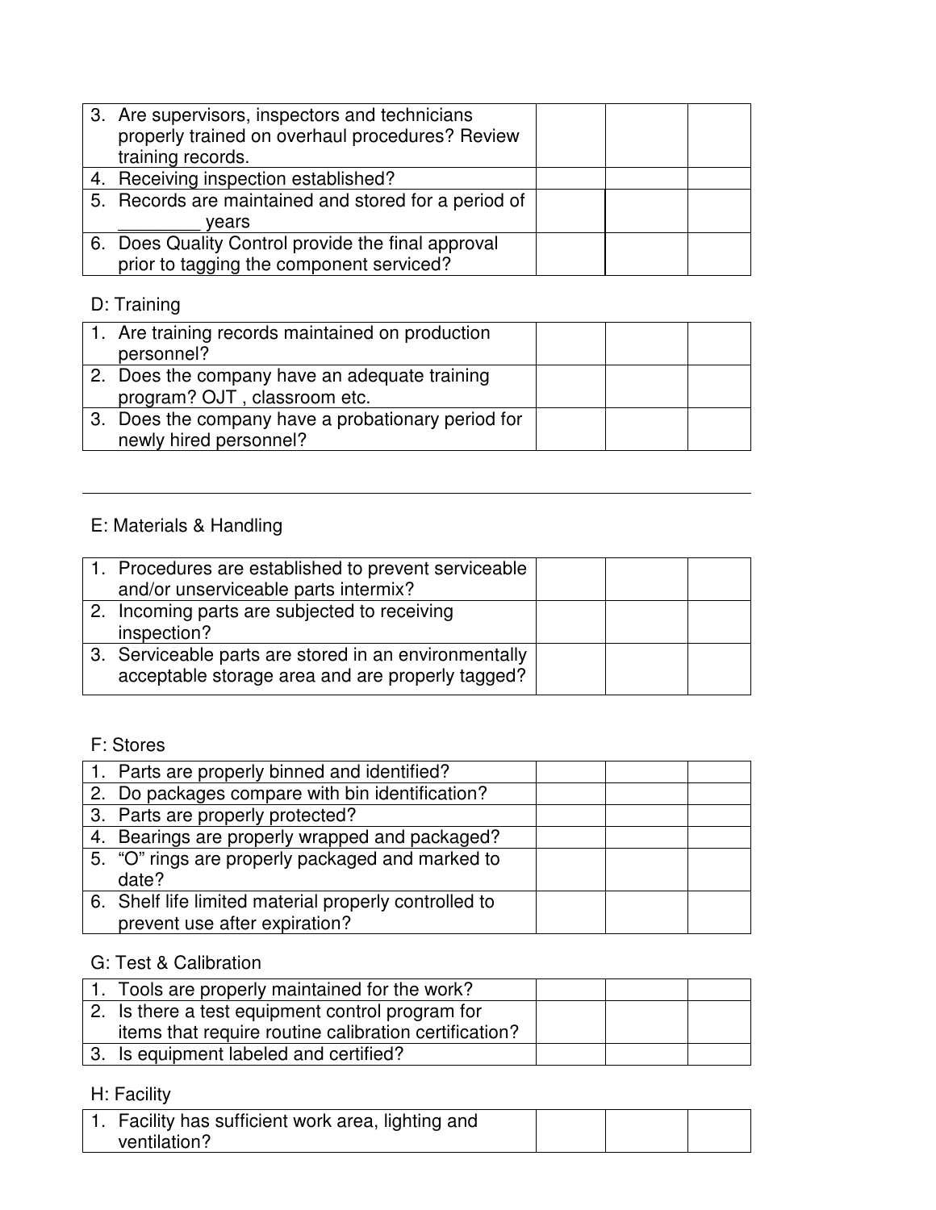| 3. Are supervisors, inspectors and technicians properly trained on overhaul procedures? Review training records. | | | |
|---|---|---|---|
| 4. Receiving inspection established? | | | |
| 5. Records are maintained and stored for a period of ________ years | | | |
| 6. Does Quality Control provide the final approval prior to tagging the component serviced? | | | |

D: Training

| 1. Are training records maintained on production personnel? | | | |
|---|---|---|---|
| 2. Does the company have an adequate training program? OJT , classroom etc. | | | |
| 3. Does the company have a probationary period for newly hired personnel? | | | |

---

E: Materials & Handling

| 1. Procedures are established to prevent serviceable and/or unserviceable parts intermix? | | | |
|---|---|---|---|
| 2. Incoming parts are subjected to receiving inspection? | | | |
| 3. Serviceable parts are stored in an environmentally acceptable storage area and are properly tagged? | | | |

F: Stores

| 1. Parts are properly binned and identified? | | | |
|---|---|---|---|
| 2. Do packages compare with bin identification? | | | |
| 3. Parts are properly protected? | | | |
| 4. Bearings are properly wrapped and packaged? | | | |
| 5. "O" rings are properly packaged and marked to date? | | | |
| 6. Shelf life limited material properly controlled to prevent use after expiration? | | | |

G: Test & Calibration

| 1. Tools are properly maintained for the work? | | | |
|---|---|---|---|
| 2. Is there a test equipment control program for items that require routine calibration certification? | | | |
| 3. Is equipment labeled and certified? | | | |

H: Facility

| 1. Facility has sufficient work area, lighting and ventilation? | | | |
|---|---|---|---|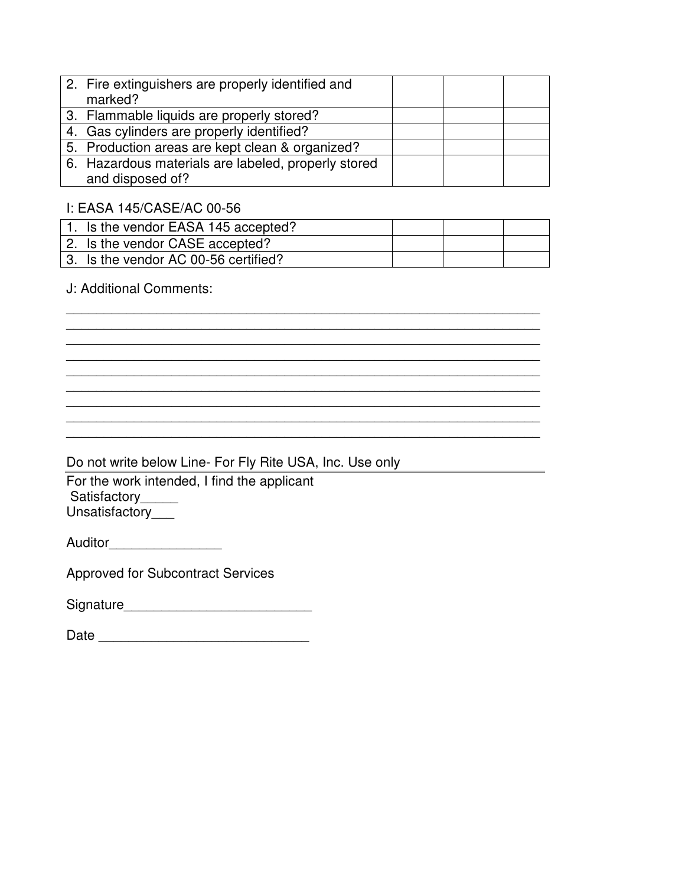| | | | |
|---|---|---|---|
| 2. Fire extinguishers are properly identified and marked? | | | |
| 3. Flammable liquids are properly stored? | | | |
| 4. Gas cylinders are properly identified? | | | |
| 5. Production areas are kept clean & organized? | | | |
| 6. Hazardous materials are labeled, properly stored and disposed of? | | | |

I: EASA 145/CASE/AC 00-56

| | | | |
|---|---|---|---|
| 1. Is the vendor EASA 145 accepted? | | | |
| 2. Is the vendor CASE accepted? | | | |
| 3. Is the vendor AC 00-56 certified? | | | |

J: Additional Comments:

_______________________________________________________________
_______________________________________________________________
_______________________________________________________________
_______________________________________________________________
_______________________________________________________________
_______________________________________________________________
_______________________________________________________________
_______________________________________________________________
_______________________________________________________________

Do not write below Line- For Fly Rite USA, Inc. Use only

---

For the work intended, I find the applicant
Satisfactory_____
Unsatisfactory___

Auditor_______________

Approved for Subcontract Services

Signature_________________________

Date ____________________________